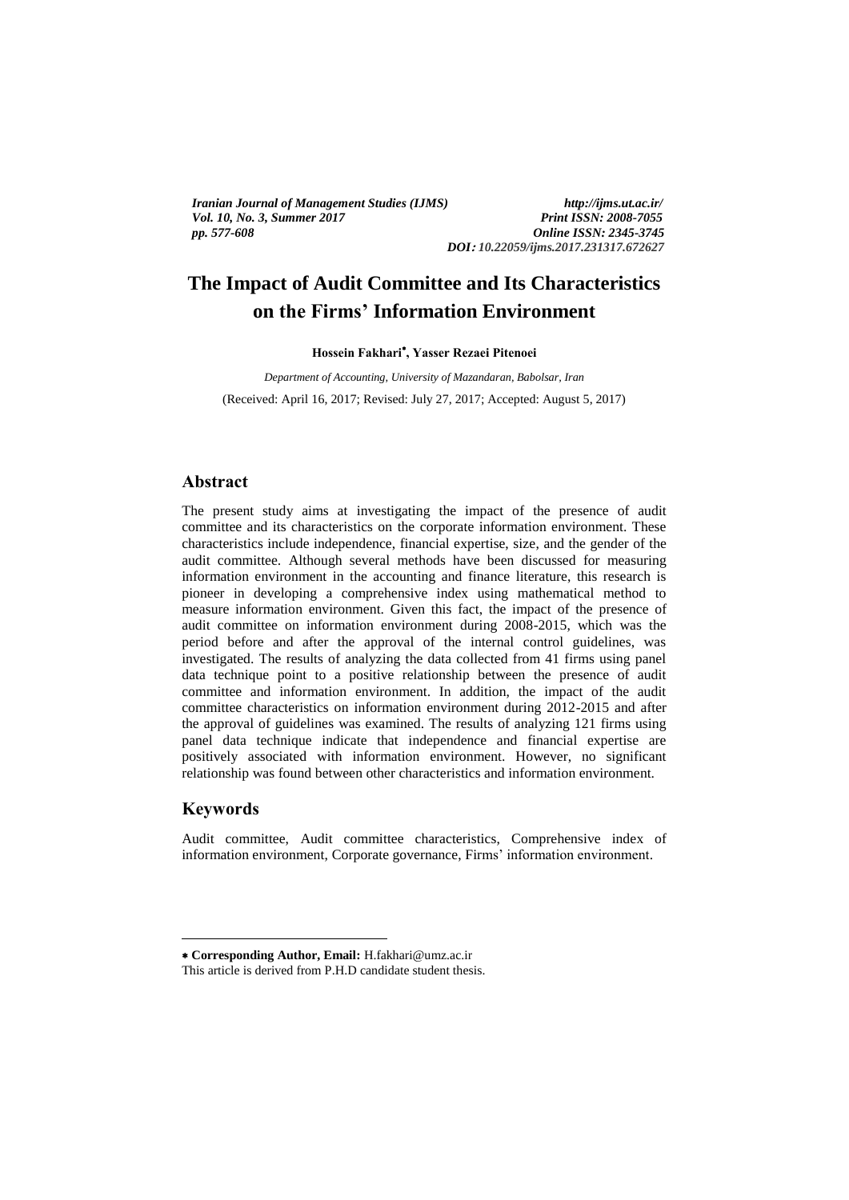# The Impact of Audit Committee and Its Characteristics on the Firms' Information Environment

**Hossein Fakhari**[*]**, Yasser Rezaei Pitenoei**

*Department of Accounting, University of Mazandaran, Babolsar, Iran*

(Received: April 16, 2017; Revised: July 27, 2017; Accepted: August 5, 2017)

## Abstract

The present study aims at investigating the impact of the presence of audit committee and its characteristics on the corporate information environment. These characteristics include independence, financial expertise, size, and the gender of the audit committee. Although several methods have been discussed for measuring information environment in the accounting and finance literature, this research is pioneer in developing a comprehensive index using mathematical method to measure information environment. Given this fact, the impact of the presence of audit committee on information environment during 2008-2015, which was the period before and after the approval of the internal control guidelines, was investigated. The results of analyzing the data collected from 41 firms using panel data technique point to a positive relationship between the presence of audit committee and information environment. In addition, the impact of the audit committee characteristics on information environment during 2012-2015 and after the approval of guidelines was examined. The results of analyzing 121 firms using panel data technique indicate that independence and financial expertise are positively associated with information environment. However, no significant relationship was found between other characteristics and information environment.

## Keywords

Audit committee, Audit committee characteristics, Comprehensive index of information environment, Corporate governance, Firms' information environment.

---

[*] **Corresponding Author, Email:** H.fakhari@umz.ac.ir

This article is derived from P.H.D candidate student thesis.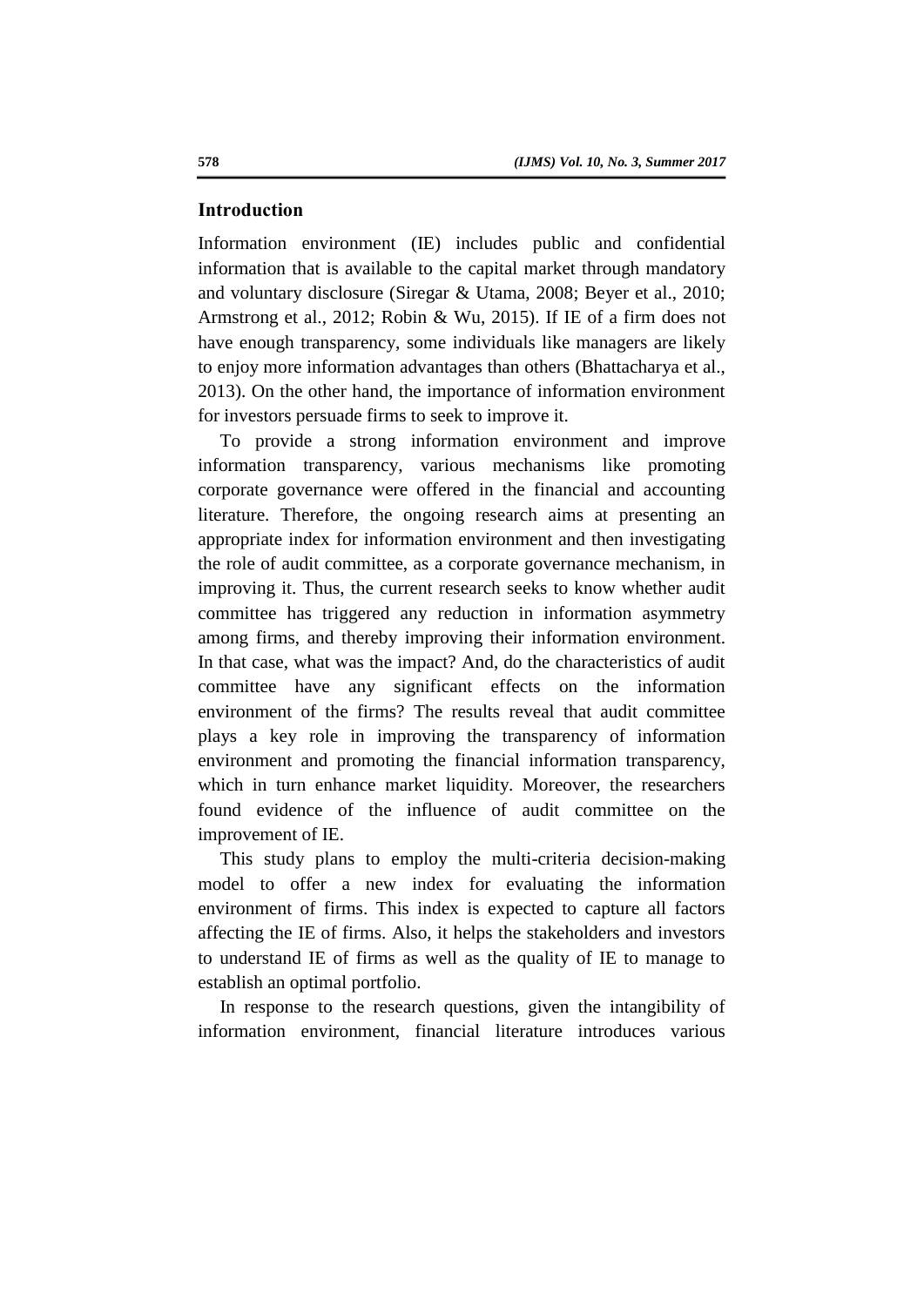## Introduction

Information environment (IE) includes public and confidential information that is available to the capital market through mandatory and voluntary disclosure (Siregar & Utama, 2008; Beyer et al., 2010; Armstrong et al., 2012; Robin & Wu, 2015). If IE of a firm does not have enough transparency, some individuals like managers are likely to enjoy more information advantages than others (Bhattacharya et al., 2013). On the other hand, the importance of information environment for investors persuade firms to seek to improve it.

To provide a strong information environment and improve information transparency, various mechanisms like promoting corporate governance were offered in the financial and accounting literature. Therefore, the ongoing research aims at presenting an appropriate index for information environment and then investigating the role of audit committee, as a corporate governance mechanism, in improving it. Thus, the current research seeks to know whether audit committee has triggered any reduction in information asymmetry among firms, and thereby improving their information environment. In that case, what was the impact? And, do the characteristics of audit committee have any significant effects on the information environment of the firms? The results reveal that audit committee plays a key role in improving the transparency of information environment and promoting the financial information transparency, which in turn enhance market liquidity. Moreover, the researchers found evidence of the influence of audit committee on the improvement of IE.

This study plans to employ the multi-criteria decision-making model to offer a new index for evaluating the information environment of firms. This index is expected to capture all factors affecting the IE of firms. Also, it helps the stakeholders and investors to understand IE of firms as well as the quality of IE to manage to establish an optimal portfolio.

In response to the research questions, given the intangibility of information environment, financial literature introduces various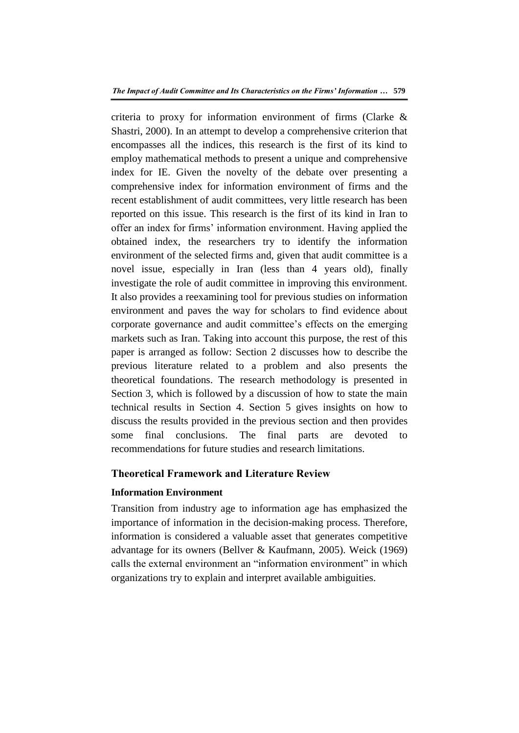criteria to proxy for information environment of firms (Clarke & Shastri, 2000). In an attempt to develop a comprehensive criterion that encompasses all the indices, this research is the first of its kind to employ mathematical methods to present a unique and comprehensive index for IE. Given the novelty of the debate over presenting a comprehensive index for information environment of firms and the recent establishment of audit committees, very little research has been reported on this issue. This research is the first of its kind in Iran to offer an index for firms' information environment. Having applied the obtained index, the researchers try to identify the information environment of the selected firms and, given that audit committee is a novel issue, especially in Iran (less than 4 years old), finally investigate the role of audit committee in improving this environment. It also provides a reexamining tool for previous studies on information environment and paves the way for scholars to find evidence about corporate governance and audit committee's effects on the emerging markets such as Iran. Taking into account this purpose, the rest of this paper is arranged as follow: Section 2 discusses how to describe the previous literature related to a problem and also presents the theoretical foundations. The research methodology is presented in Section 3, which is followed by a discussion of how to state the main technical results in Section 4. Section 5 gives insights on how to discuss the results provided in the previous section and then provides some final conclusions. The final parts are devoted to recommendations for future studies and research limitations.

## Theoretical Framework and Literature Review

### Information Environment

Transition from industry age to information age has emphasized the importance of information in the decision-making process. Therefore, information is considered a valuable asset that generates competitive advantage for its owners (Bellver & Kaufmann, 2005). Weick (1969) calls the external environment an "information environment" in which organizations try to explain and interpret available ambiguities.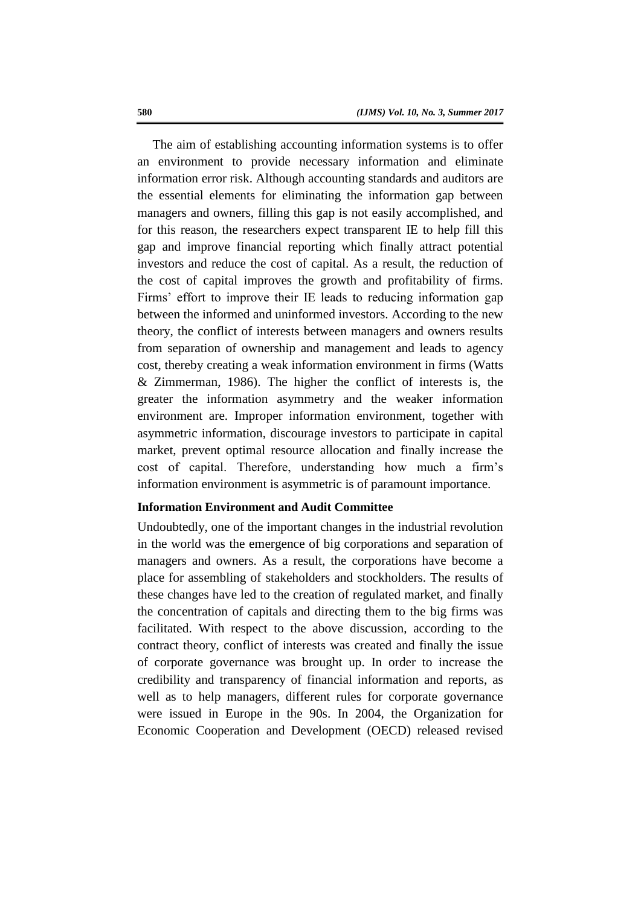The aim of establishing accounting information systems is to offer an environment to provide necessary information and eliminate information error risk. Although accounting standards and auditors are the essential elements for eliminating the information gap between managers and owners, filling this gap is not easily accomplished, and for this reason, the researchers expect transparent IE to help fill this gap and improve financial reporting which finally attract potential investors and reduce the cost of capital. As a result, the reduction of the cost of capital improves the growth and profitability of firms. Firms' effort to improve their IE leads to reducing information gap between the informed and uninformed investors. According to the new theory, the conflict of interests between managers and owners results from separation of ownership and management and leads to agency cost, thereby creating a weak information environment in firms (Watts & Zimmerman, 1986). The higher the conflict of interests is, the greater the information asymmetry and the weaker information environment are. Improper information environment, together with asymmetric information, discourage investors to participate in capital market, prevent optimal resource allocation and finally increase the cost of capital. Therefore, understanding how much a firm's information environment is asymmetric is of paramount importance.

**Information Environment and Audit Committee**

Undoubtedly, one of the important changes in the industrial revolution in the world was the emergence of big corporations and separation of managers and owners. As a result, the corporations have become a place for assembling of stakeholders and stockholders. The results of these changes have led to the creation of regulated market, and finally the concentration of capitals and directing them to the big firms was facilitated. With respect to the above discussion, according to the contract theory, conflict of interests was created and finally the issue of corporate governance was brought up. In order to increase the credibility and transparency of financial information and reports, as well as to help managers, different rules for corporate governance were issued in Europe in the 90s. In 2004, the Organization for Economic Cooperation and Development (OECD) released revised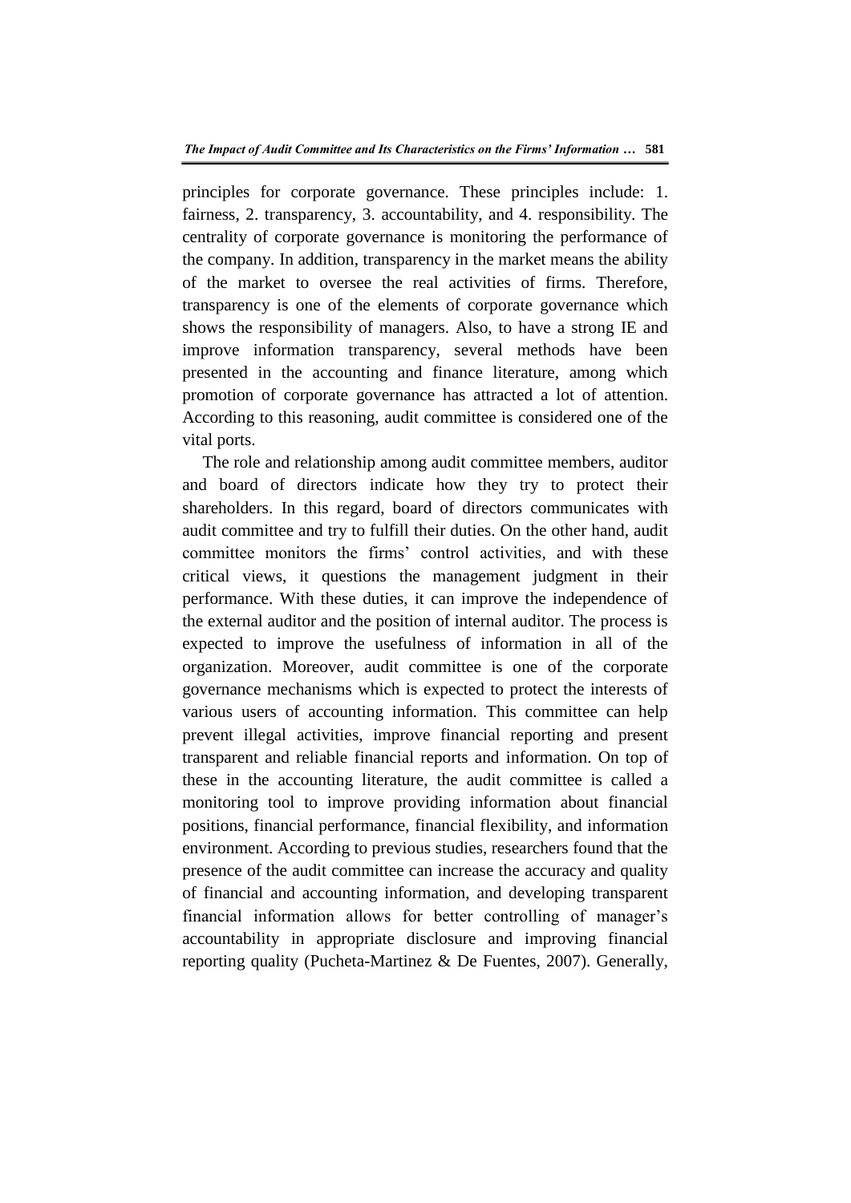principles for corporate governance. These principles include: 1. fairness, 2. transparency, 3. accountability, and 4. responsibility. The centrality of corporate governance is monitoring the performance of the company. In addition, transparency in the market means the ability of the market to oversee the real activities of firms. Therefore, transparency is one of the elements of corporate governance which shows the responsibility of managers. Also, to have a strong IE and improve information transparency, several methods have been presented in the accounting and finance literature, among which promotion of corporate governance has attracted a lot of attention. According to this reasoning, audit committee is considered one of the vital ports.

The role and relationship among audit committee members, auditor and board of directors indicate how they try to protect their shareholders. In this regard, board of directors communicates with audit committee and try to fulfill their duties. On the other hand, audit committee monitors the firms' control activities, and with these critical views, it questions the management judgment in their performance. With these duties, it can improve the independence of the external auditor and the position of internal auditor. The process is expected to improve the usefulness of information in all of the organization. Moreover, audit committee is one of the corporate governance mechanisms which is expected to protect the interests of various users of accounting information. This committee can help prevent illegal activities, improve financial reporting and present transparent and reliable financial reports and information. On top of these in the accounting literature, the audit committee is called a monitoring tool to improve providing information about financial positions, financial performance, financial flexibility, and information environment. According to previous studies, researchers found that the presence of the audit committee can increase the accuracy and quality of financial and accounting information, and developing transparent financial information allows for better controlling of manager's accountability in appropriate disclosure and improving financial reporting quality (Pucheta-Martinez & De Fuentes, 2007). Generally,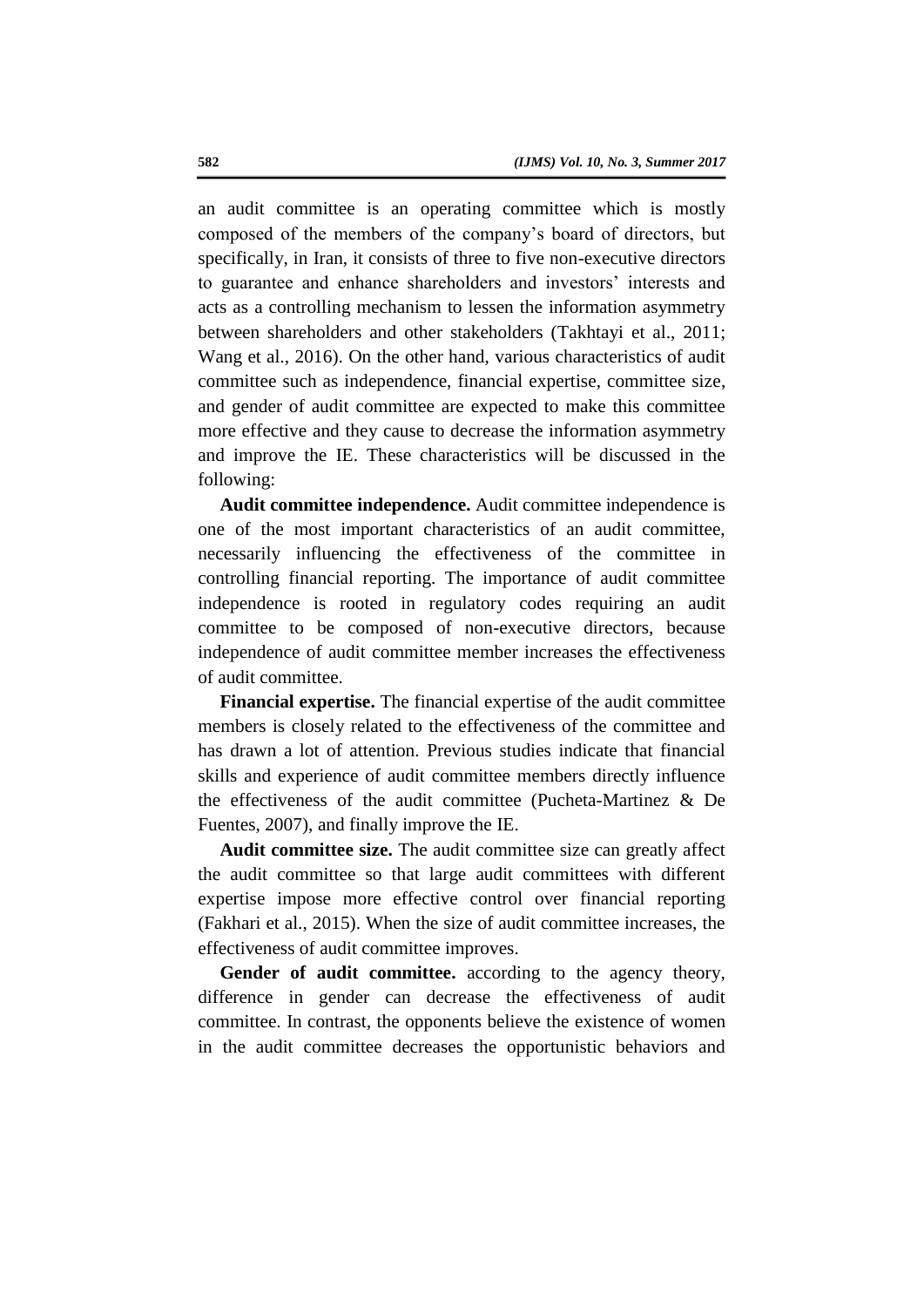an audit committee is an operating committee which is mostly composed of the members of the company's board of directors, but specifically, in Iran, it consists of three to five non-executive directors to guarantee and enhance shareholders and investors' interests and acts as a controlling mechanism to lessen the information asymmetry between shareholders and other stakeholders (Takhtayi et al., 2011; Wang et al., 2016). On the other hand, various characteristics of audit committee such as independence, financial expertise, committee size, and gender of audit committee are expected to make this committee more effective and they cause to decrease the information asymmetry and improve the IE. These characteristics will be discussed in the following:

**Audit committee independence.** Audit committee independence is one of the most important characteristics of an audit committee, necessarily influencing the effectiveness of the committee in controlling financial reporting. The importance of audit committee independence is rooted in regulatory codes requiring an audit committee to be composed of non-executive directors, because independence of audit committee member increases the effectiveness of audit committee.

**Financial expertise.** The financial expertise of the audit committee members is closely related to the effectiveness of the committee and has drawn a lot of attention. Previous studies indicate that financial skills and experience of audit committee members directly influence the effectiveness of the audit committee (Pucheta-Martinez & De Fuentes, 2007), and finally improve the IE.

**Audit committee size.** The audit committee size can greatly affect the audit committee so that large audit committees with different expertise impose more effective control over financial reporting (Fakhari et al., 2015). When the size of audit committee increases, the effectiveness of audit committee improves.

**Gender of audit committee.** according to the agency theory, difference in gender can decrease the effectiveness of audit committee. In contrast, the opponents believe the existence of women in the audit committee decreases the opportunistic behaviors and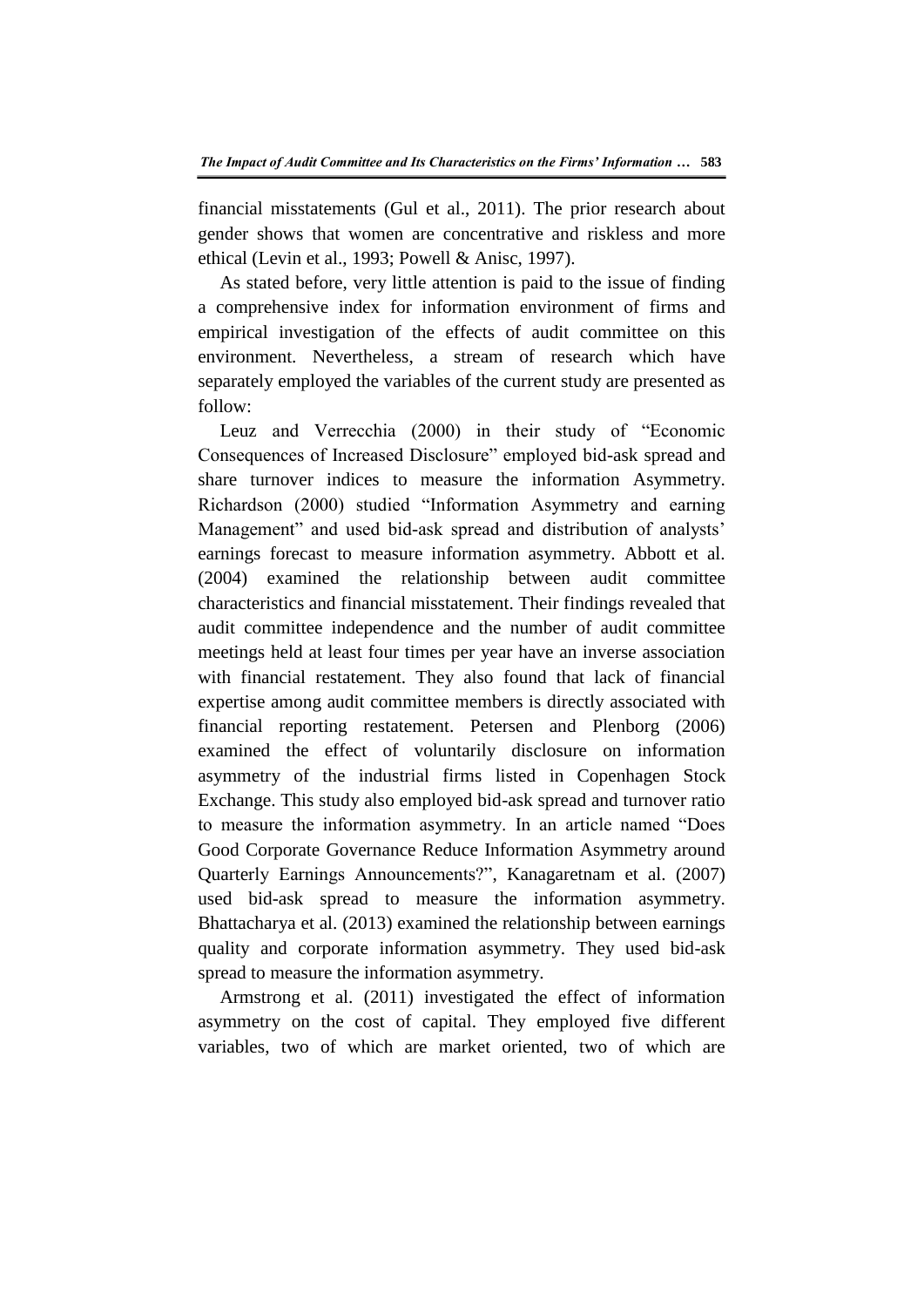financial misstatements (Gul et al., 2011). The prior research about gender shows that women are concentrative and riskless and more ethical (Levin et al., 1993; Powell & Anisc, 1997).

As stated before, very little attention is paid to the issue of finding a comprehensive index for information environment of firms and empirical investigation of the effects of audit committee on this environment. Nevertheless, a stream of research which have separately employed the variables of the current study are presented as follow:

Leuz and Verrecchia (2000) in their study of "Economic Consequences of Increased Disclosure" employed bid-ask spread and share turnover indices to measure the information Asymmetry. Richardson (2000) studied "Information Asymmetry and earning Management" and used bid-ask spread and distribution of analysts' earnings forecast to measure information asymmetry. Abbott et al. (2004) examined the relationship between audit committee characteristics and financial misstatement. Their findings revealed that audit committee independence and the number of audit committee meetings held at least four times per year have an inverse association with financial restatement. They also found that lack of financial expertise among audit committee members is directly associated with financial reporting restatement. Petersen and Plenborg (2006) examined the effect of voluntarily disclosure on information asymmetry of the industrial firms listed in Copenhagen Stock Exchange. This study also employed bid-ask spread and turnover ratio to measure the information asymmetry. In an article named "Does Good Corporate Governance Reduce Information Asymmetry around Quarterly Earnings Announcements?", Kanagaretnam et al. (2007) used bid-ask spread to measure the information asymmetry. Bhattacharya et al. (2013) examined the relationship between earnings quality and corporate information asymmetry. They used bid-ask spread to measure the information asymmetry.

Armstrong et al. (2011) investigated the effect of information asymmetry on the cost of capital. They employed five different variables, two of which are market oriented, two of which are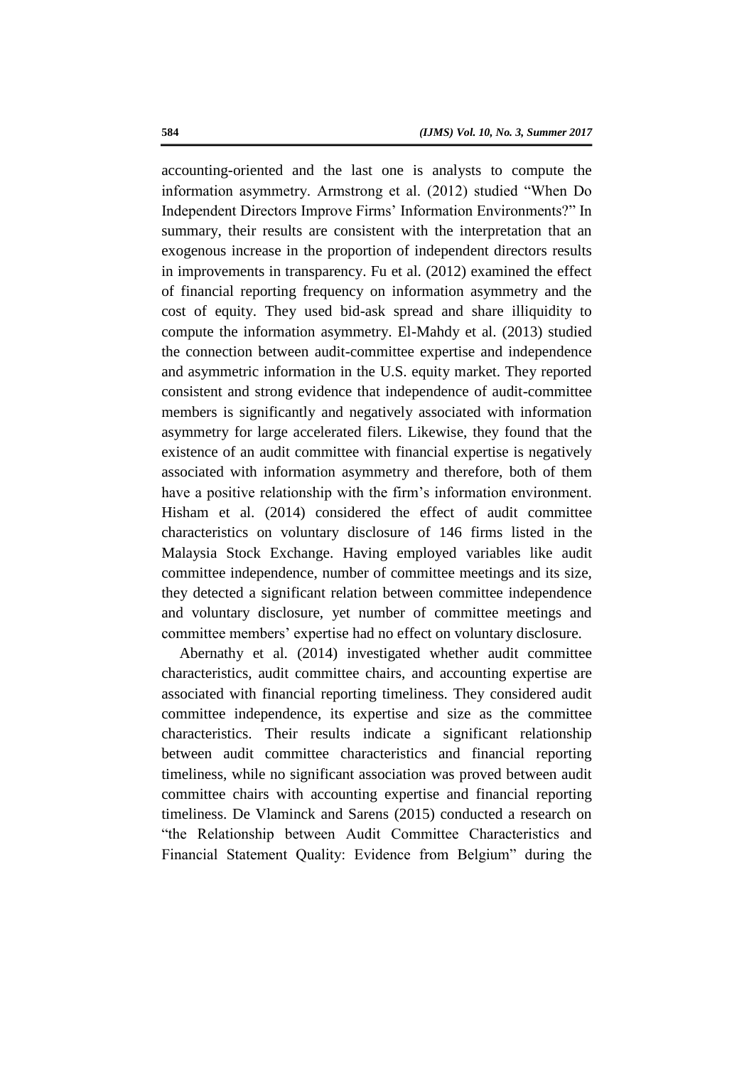accounting-oriented and the last one is analysts to compute the information asymmetry. Armstrong et al. (2012) studied "When Do Independent Directors Improve Firms' Information Environments?" In summary, their results are consistent with the interpretation that an exogenous increase in the proportion of independent directors results in improvements in transparency. Fu et al. (2012) examined the effect of financial reporting frequency on information asymmetry and the cost of equity. They used bid-ask spread and share illiquidity to compute the information asymmetry. El-Mahdy et al. (2013) studied the connection between audit-committee expertise and independence and asymmetric information in the U.S. equity market. They reported consistent and strong evidence that independence of audit-committee members is significantly and negatively associated with information asymmetry for large accelerated filers. Likewise, they found that the existence of an audit committee with financial expertise is negatively associated with information asymmetry and therefore, both of them have a positive relationship with the firm's information environment. Hisham et al. (2014) considered the effect of audit committee characteristics on voluntary disclosure of 146 firms listed in the Malaysia Stock Exchange. Having employed variables like audit committee independence, number of committee meetings and its size, they detected a significant relation between committee independence and voluntary disclosure, yet number of committee meetings and committee members' expertise had no effect on voluntary disclosure.

Abernathy et al. (2014) investigated whether audit committee characteristics, audit committee chairs, and accounting expertise are associated with financial reporting timeliness. They considered audit committee independence, its expertise and size as the committee characteristics. Their results indicate a significant relationship between audit committee characteristics and financial reporting timeliness, while no significant association was proved between audit committee chairs with accounting expertise and financial reporting timeliness. De Vlaminck and Sarens (2015) conducted a research on "the Relationship between Audit Committee Characteristics and Financial Statement Quality: Evidence from Belgium" during the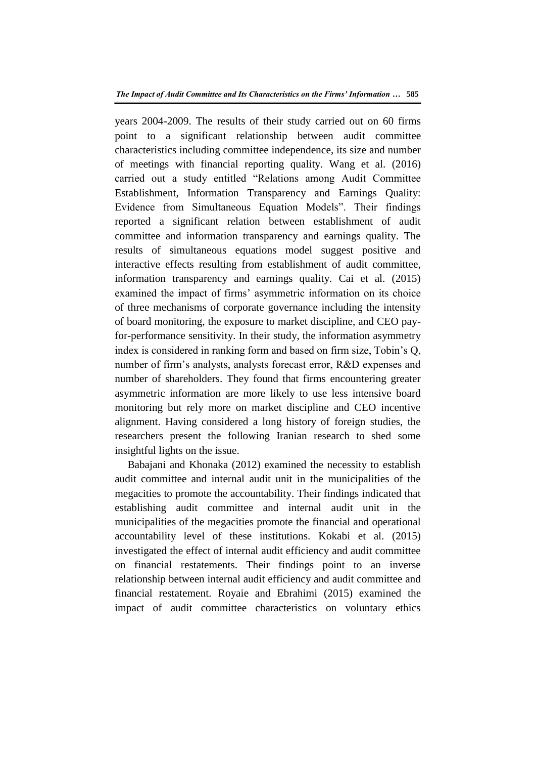years 2004-2009. The results of their study carried out on 60 firms point to a significant relationship between audit committee characteristics including committee independence, its size and number of meetings with financial reporting quality. Wang et al. (2016) carried out a study entitled "Relations among Audit Committee Establishment, Information Transparency and Earnings Quality: Evidence from Simultaneous Equation Models". Their findings reported a significant relation between establishment of audit committee and information transparency and earnings quality. The results of simultaneous equations model suggest positive and interactive effects resulting from establishment of audit committee, information transparency and earnings quality. Cai et al. (2015) examined the impact of firms' asymmetric information on its choice of three mechanisms of corporate governance including the intensity of board monitoring, the exposure to market discipline, and CEO pay-for-performance sensitivity. In their study, the information asymmetry index is considered in ranking form and based on firm size, Tobin's Q, number of firm's analysts, analysts forecast error, R&D expenses and number of shareholders. They found that firms encountering greater asymmetric information are more likely to use less intensive board monitoring but rely more on market discipline and CEO incentive alignment. Having considered a long history of foreign studies, the researchers present the following Iranian research to shed some insightful lights on the issue.

Babajani and Khonaka (2012) examined the necessity to establish audit committee and internal audit unit in the municipalities of the megacities to promote the accountability. Their findings indicated that establishing audit committee and internal audit unit in the municipalities of the megacities promote the financial and operational accountability level of these institutions. Kokabi et al. (2015) investigated the effect of internal audit efficiency and audit committee on financial restatements. Their findings point to an inverse relationship between internal audit efficiency and audit committee and financial restatement. Royaie and Ebrahimi (2015) examined the impact of audit committee characteristics on voluntary ethics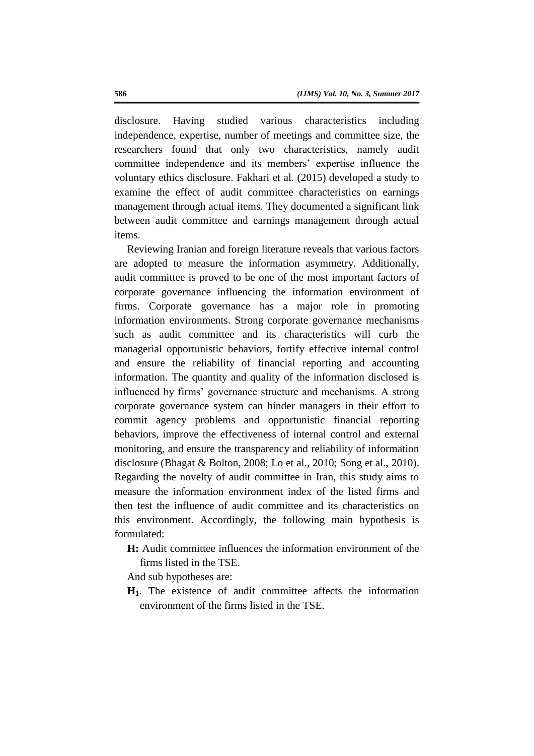disclosure. Having studied various characteristics including independence, expertise, number of meetings and committee size, the researchers found that only two characteristics, namely audit committee independence and its members' expertise influence the voluntary ethics disclosure. Fakhari et al. (2015) developed a study to examine the effect of audit committee characteristics on earnings management through actual items. They documented a significant link between audit committee and earnings management through actual items.

Reviewing Iranian and foreign literature reveals that various factors are adopted to measure the information asymmetry. Additionally, audit committee is proved to be one of the most important factors of corporate governance influencing the information environment of firms. Corporate governance has a major role in promoting information environments. Strong corporate governance mechanisms such as audit committee and its characteristics will curb the managerial opportunistic behaviors, fortify effective internal control and ensure the reliability of financial reporting and accounting information. The quantity and quality of the information disclosed is influenced by firms' governance structure and mechanisms. A strong corporate governance system can hinder managers in their effort to commit agency problems and opportunistic financial reporting behaviors, improve the effectiveness of internal control and external monitoring, and ensure the transparency and reliability of information disclosure (Bhagat & Bolton, 2008; Lo et al., 2010; Song et al., 2010). Regarding the novelty of audit committee in Iran, this study aims to measure the information environment index of the listed firms and then test the influence of audit committee and its characteristics on this environment. Accordingly, the following main hypothesis is formulated:

**H:** Audit committee influences the information environment of the firms listed in the TSE.

And sub hypotheses are:

**H$_1$**. The existence of audit committee affects the information environment of the firms listed in the TSE.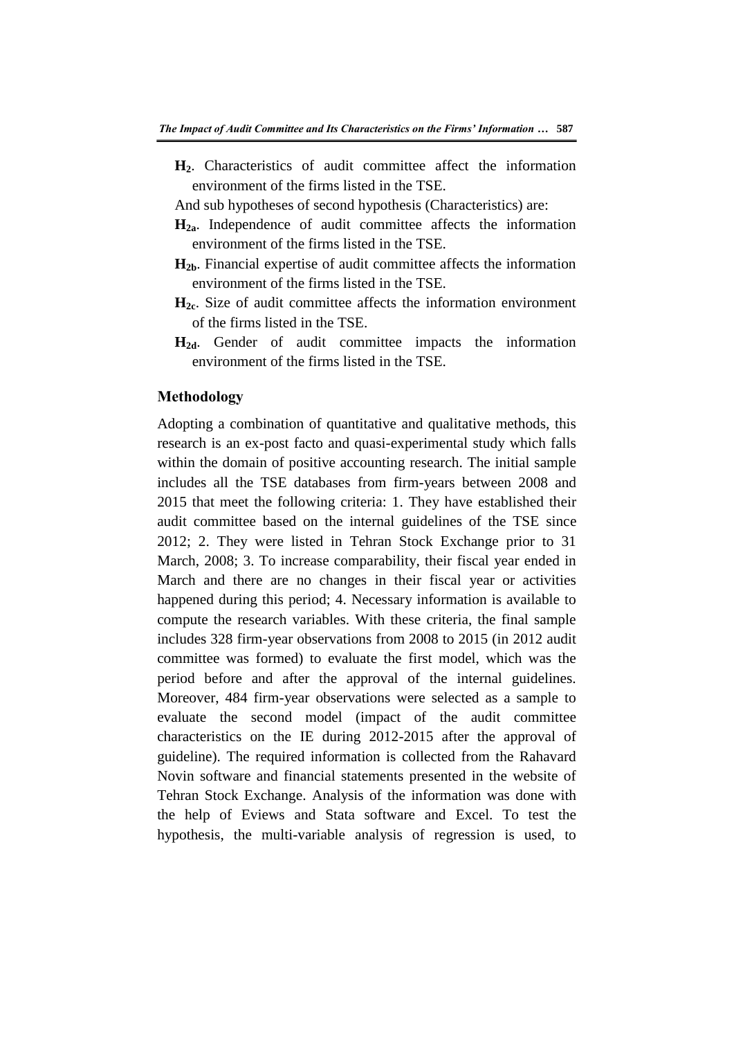**$H_2$**. Characteristics of audit committee affect the information environment of the firms listed in the TSE.

And sub hypotheses of second hypothesis (Characteristics) are:

**$H_{2a}$**. Independence of audit committee affects the information environment of the firms listed in the TSE.

**$H_{2b}$**. Financial expertise of audit committee affects the information environment of the firms listed in the TSE.

**$H_{2c}$**. Size of audit committee affects the information environment of the firms listed in the TSE.

**$H_{2d}$**. Gender of audit committee impacts the information environment of the firms listed in the TSE.

## Methodology

Adopting a combination of quantitative and qualitative methods, this research is an ex-post facto and quasi-experimental study which falls within the domain of positive accounting research. The initial sample includes all the TSE databases from firm-years between 2008 and 2015 that meet the following criteria: 1. They have established their audit committee based on the internal guidelines of the TSE since 2012; 2. They were listed in Tehran Stock Exchange prior to 31 March, 2008; 3. To increase comparability, their fiscal year ended in March and there are no changes in their fiscal year or activities happened during this period; 4. Necessary information is available to compute the research variables. With these criteria, the final sample includes 328 firm-year observations from 2008 to 2015 (in 2012 audit committee was formed) to evaluate the first model, which was the period before and after the approval of the internal guidelines. Moreover, 484 firm-year observations were selected as a sample to evaluate the second model (impact of the audit committee characteristics on the IE during 2012-2015 after the approval of guideline). The required information is collected from the Rahavard Novin software and financial statements presented in the website of Tehran Stock Exchange. Analysis of the information was done with the help of Eviews and Stata software and Excel. To test the hypothesis, the multi-variable analysis of regression is used, to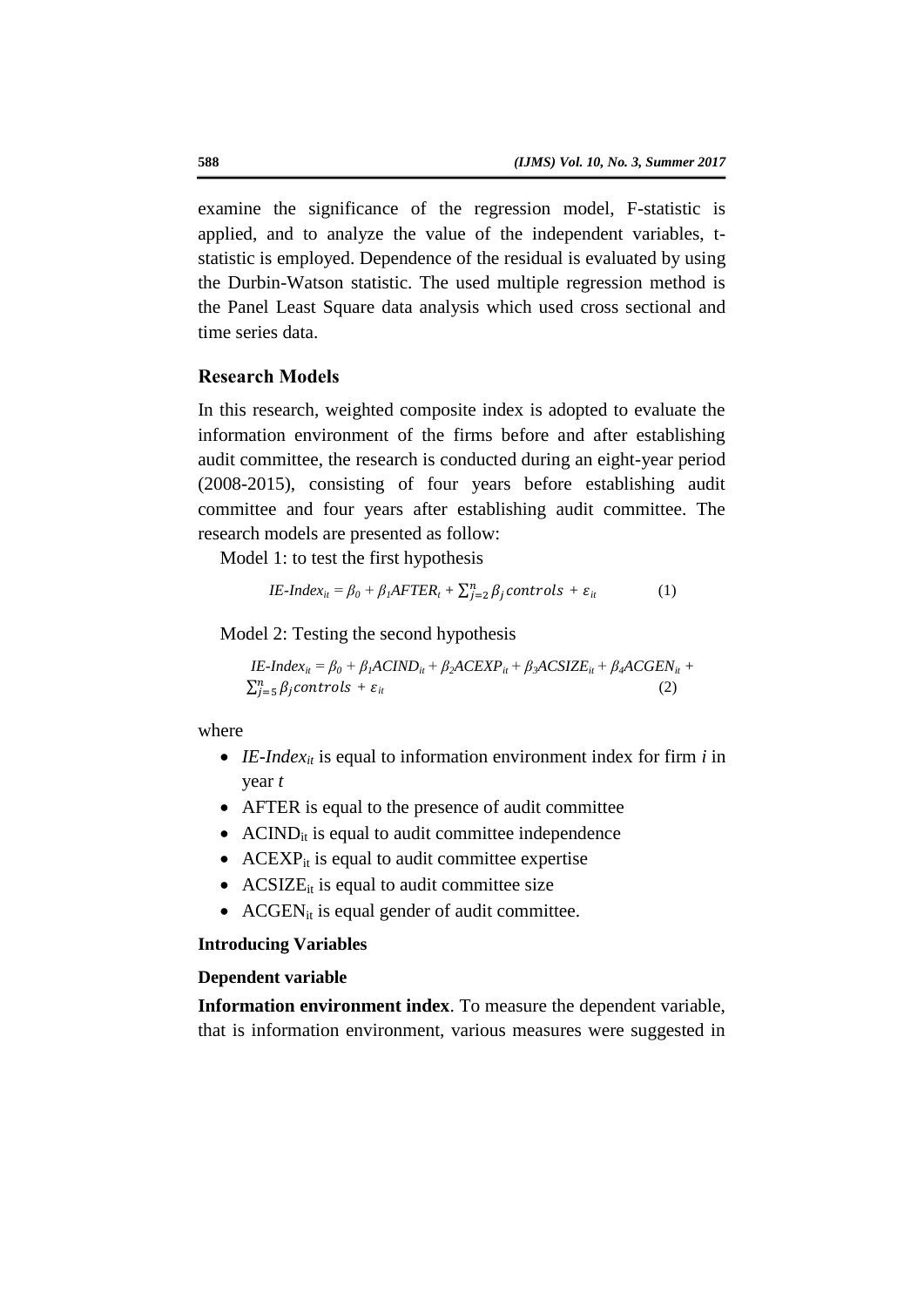examine the significance of the regression model, F-statistic is applied, and to analyze the value of the independent variables, t-statistic is employed. Dependence of the residual is evaluated by using the Durbin-Watson statistic. The used multiple regression method is the Panel Least Square data analysis which used cross sectional and time series data.

## Research Models

In this research, weighted composite index is adopted to evaluate the information environment of the firms before and after establishing audit committee, the research is conducted during an eight-year period (2008-2015), consisting of four years before establishing audit committee and four years after establishing audit committee. The research models are presented as follow:

Model 1: to test the first hypothesis

$$IE\text{-}Index_{it} = \beta_0 + \beta_1 AFTER_t + \sum_{j=2}^{n} \beta_j \, controls + \varepsilon_{it} \qquad (1)$$

Model 2: Testing the second hypothesis

$$IE\text{-}Index_{it} = \beta_0 + \beta_1 ACIND_{it} + \beta_2 ACEXP_{it} + \beta_3 ACSIZE_{it} + \beta_4 ACGEN_{it} + \sum_{j=5}^{n} \beta_j \, controls + \varepsilon_{it} \qquad (2)$$

where

- $IE\text{-}Index_{it}$ is equal to information environment index for firm *i* in year *t*
- AFTER is equal to the presence of audit committee
- $ACIND_{it}$ is equal to audit committee independence
- $ACEXP_{it}$ is equal to audit committee expertise
- $ACSIZE_{it}$ is equal to audit committee size
- $ACGEN_{it}$ is equal gender of audit committee.

### Introducing Variables

#### Dependent variable

**Information environment index**. To measure the dependent variable, that is information environment, various measures were suggested in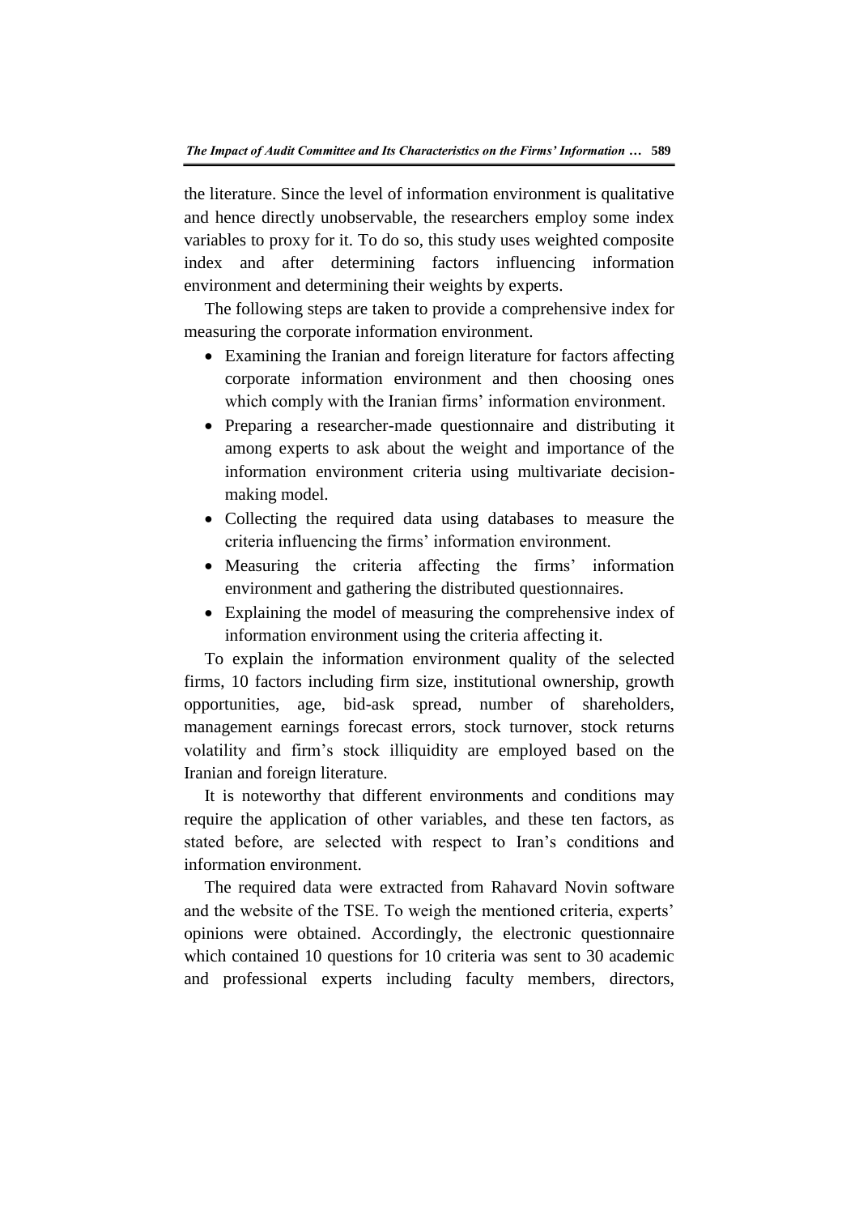the literature. Since the level of information environment is qualitative and hence directly unobservable, the researchers employ some index variables to proxy for it. To do so, this study uses weighted composite index and after determining factors influencing information environment and determining their weights by experts.

The following steps are taken to provide a comprehensive index for measuring the corporate information environment.

- Examining the Iranian and foreign literature for factors affecting corporate information environment and then choosing ones which comply with the Iranian firms' information environment.
- Preparing a researcher-made questionnaire and distributing it among experts to ask about the weight and importance of the information environment criteria using multivariate decision-making model.
- Collecting the required data using databases to measure the criteria influencing the firms' information environment.
- Measuring the criteria affecting the firms' information environment and gathering the distributed questionnaires.
- Explaining the model of measuring the comprehensive index of information environment using the criteria affecting it.

To explain the information environment quality of the selected firms, 10 factors including firm size, institutional ownership, growth opportunities, age, bid-ask spread, number of shareholders, management earnings forecast errors, stock turnover, stock returns volatility and firm's stock illiquidity are employed based on the Iranian and foreign literature.

It is noteworthy that different environments and conditions may require the application of other variables, and these ten factors, as stated before, are selected with respect to Iran's conditions and information environment.

The required data were extracted from Rahavard Novin software and the website of the TSE. To weigh the mentioned criteria, experts' opinions were obtained. Accordingly, the electronic questionnaire which contained 10 questions for 10 criteria was sent to 30 academic and professional experts including faculty members, directors,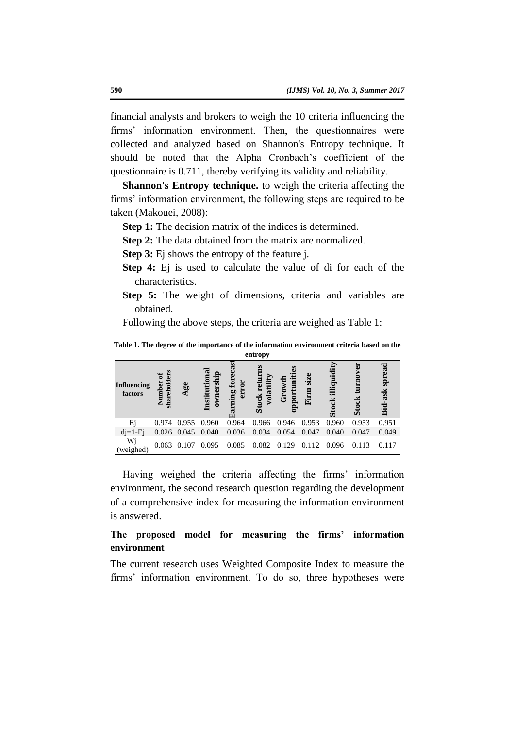financial analysts and brokers to weigh the 10 criteria influencing the firms' information environment. Then, the questionnaires were collected and analyzed based on Shannon's Entropy technique. It should be noted that the Alpha Cronbach's coefficient of the questionnaire is 0.711, thereby verifying its validity and reliability.

**Shannon's Entropy technique.** to weigh the criteria affecting the firms' information environment, the following steps are required to be taken (Makouei, 2008):

**Step 1:** The decision matrix of the indices is determined.

**Step 2:** The data obtained from the matrix are normalized.

**Step 3:** Ej shows the entropy of the feature j.

**Step 4:** Ej is used to calculate the value of di for each of the characteristics.

**Step 5:** The weight of dimensions, criteria and variables are obtained.

Following the above steps, the criteria are weighed as Table 1:

**Table 1. The degree of the importance of the information environment criteria based on the entropy**

| Influencing factors | Number of shareholders | Age | Institutional ownership | Earning forecast error | Stock returns volatility | Growth opportunities | Firm size | Stock illiquidity | Stock turnover | Bid-ask spread |
|---|---|---|---|---|---|---|---|---|---|---|
| Ej | 0.974 | 0.955 | 0.960 | 0.964 | 0.966 | 0.946 | 0.953 | 0.960 | 0.953 | 0.951 |
| dj=1-Ej | 0.026 | 0.045 | 0.040 | 0.036 | 0.034 | 0.054 | 0.047 | 0.040 | 0.047 | 0.049 |
| Wj (weighed) | 0.063 | 0.107 | 0.095 | 0.085 | 0.082 | 0.129 | 0.112 | 0.096 | 0.113 | 0.117 |

Having weighed the criteria affecting the firms' information environment, the second research question regarding the development of a comprehensive index for measuring the information environment is answered.

## The proposed model for measuring the firms' information environment

The current research uses Weighted Composite Index to measure the firms' information environment. To do so, three hypotheses were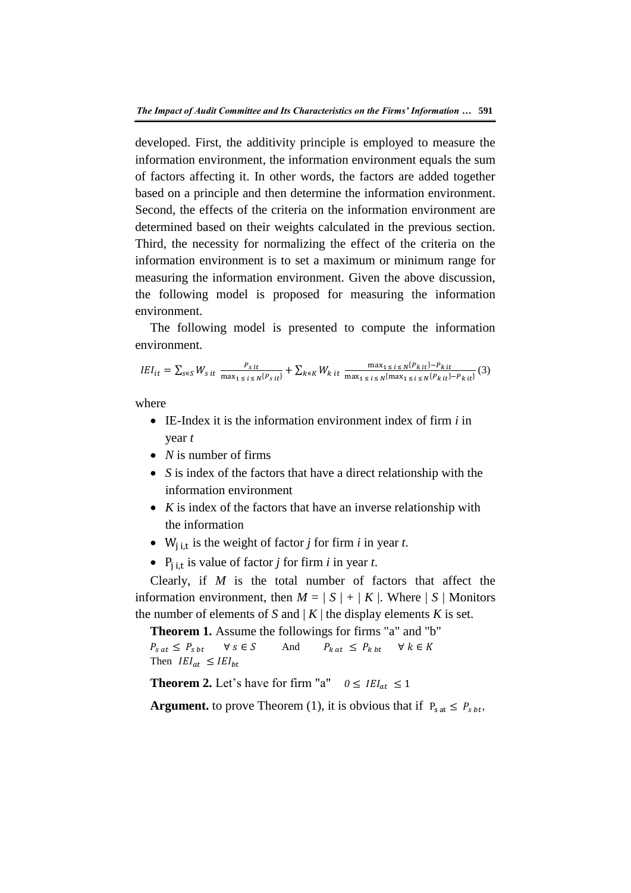developed. First, the additivity principle is employed to measure the information environment, the information environment equals the sum of factors affecting it. In other words, the factors are added together based on a principle and then determine the information environment. Second, the effects of the criteria on the information environment are determined based on their weights calculated in the previous section. Third, the necessity for normalizing the effect of the criteria on the information environment is to set a maximum or minimum range for measuring the information environment. Given the above discussion, the following model is proposed for measuring the information environment.

The following model is presented to compute the information environment.

$$IEI_{it} = \sum_{s \in S} W_{s\,it} \frac{P_{s\,it}}{\max_{1 \le i \le N}\{P_{s\,it}\}} + \sum_{k \in K} W_{k\,it} \frac{\max_{1 \le i \le N}\{P_{k\,it}\} - P_{k\,it}}{\max_{1 \le i \le N}\{\max_{1 \le i \le N}\{P_{k\,it}\} - P_{k\,it}\}} \quad (3)$$

where

- IE-Index it is the information environment index of firm *i* in year *t*
- *N* is number of firms
- *S* is index of the factors that have a direct relationship with the information environment
- *K* is index of the factors that have an inverse relationship with the information
- $W_{j\,i,t}$ is the weight of factor *j* for firm *i* in year *t*.
- $P_{j\,i,t}$ is value of factor *j* for firm *i* in year *t*.

Clearly, if *M* is the total number of factors that affect the information environment, then $M = |S| + |K|$. Where $|S|$ Monitors the number of elements of *S* and $|K|$ the display elements *K* is set.

**Theorem 1.** Assume the followings for firms "a" and "b"

$P_{s\,at} \le P_{s\,bt} \quad \forall\, s \in S \quad$ And $\quad P_{k\,at} \le P_{k\,bt} \quad \forall\, k \in K$

Then $IEI_{at} \le IEI_{bt}$

**Theorem 2.** Let's have for firm "a" $\quad 0 \le IEI_{at} \le 1$

**Argument.** to prove Theorem (1), it is obvious that if $P_{s\,at} \le P_{s\,bt}$,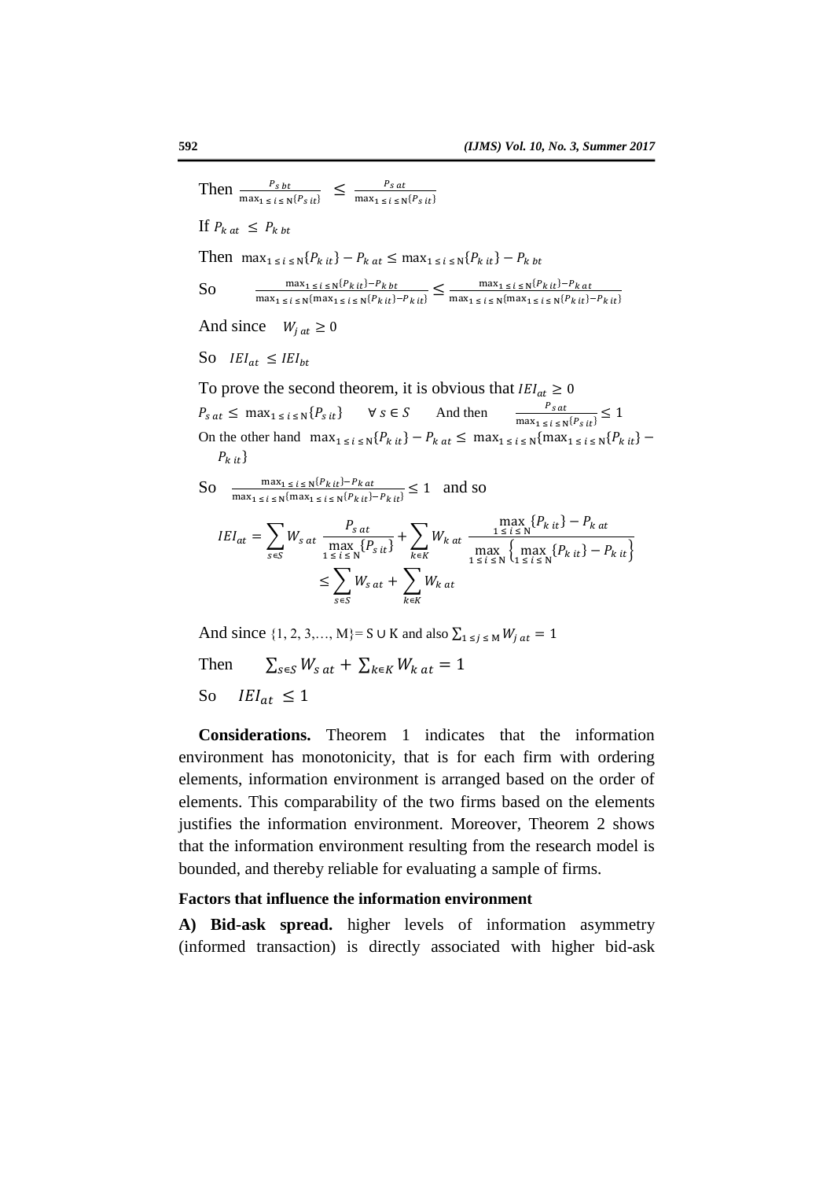Then $\frac{P_{s\,bt}}{\max_{1 \le i \le N}\{P_{s\,it}\}} \le \frac{P_{s\,at}}{\max_{1 \le i \le N}\{P_{s\,it}\}}$

If $P_{k\,at} \le P_{k\,bt}$

Then $\max_{1 \le i \le N}\{P_{k\,it}\} - P_{k\,at} \le \max_{1 \le i \le N}\{P_{k\,it}\} - P_{k\,bt}$

So $\frac{\max_{1 \le i \le N}\{P_{k\,it}\} - P_{k\,bt}}{\max_{1 \le i \le N}\{\max_{1 \le i \le N}\{P_{k\,it}\} - P_{k\,it}\}} \le \frac{\max_{1 \le i \le N}\{P_{k\,it}\} - P_{k\,at}}{\max_{1 \le i \le N}\{\max_{1 \le i \le N}\{P_{k\,it}\} - P_{k\,it}\}}$

And since $W_{j\,at} \ge 0$

So $IEI_{at} \le IEI_{bt}$

To prove the second theorem, it is obvious that $IEI_{at} \ge 0$

$P_{s\,at} \le \max_{1 \le i \le N}\{P_{s\,it}\} \quad \forall\, s \in S$ And then $\frac{P_{s\,at}}{\max_{1 \le i \le N}\{P_{s\,it}\}} \le 1$

On the other hand $\max_{1 \le i \le N}\{P_{k\,it}\} - P_{k\,at} \le \max_{1 \le i \le N}\{\max_{1 \le i \le N}\{P_{k\,it}\} - P_{k\,it}\}$

So $\frac{\max_{1 \le i \le N}\{P_{k\,it}\} - P_{k\,at}}{\max_{1 \le i \le N}\{\max_{1 \le i \le N}\{P_{k\,it}\} - P_{k\,it}\}} \le 1$ and so

$$IEI_{at} = \sum_{s \in S} W_{s\,at}\, \frac{P_{s\,at}}{\max\limits_{1 \le i \le N}\{P_{s\,it}\}} + \sum_{k \in K} W_{k\,at}\, \frac{\max\limits_{1 \le i \le N}\{P_{k\,it}\} - P_{k\,at}}{\max\limits_{1 \le i \le N}\left\{\max\limits_{1 \le i \le N}\{P_{k\,it}\} - P_{k\,it}\right\}} \le \sum_{s \in S} W_{s\,at} + \sum_{k \in K} W_{k\,at}$$

And since $\{1, 2, 3, \ldots, M\} = S \cup K$ and also $\sum_{1 \le j \le M} W_{j\,at} = 1$

Then $\sum_{s \in S} W_{s\,at} + \sum_{k \in K} W_{k\,at} = 1$

So $IEI_{at} \le 1$

**Considerations.** Theorem 1 indicates that the information environment has monotonicity, that is for each firm with ordering elements, information environment is arranged based on the order of elements. This comparability of the two firms based on the elements justifies the information environment. Moreover, Theorem 2 shows that the information environment resulting from the research model is bounded, and thereby reliable for evaluating a sample of firms.

### Factors that influence the information environment

**A) Bid-ask spread.** higher levels of information asymmetry (informed transaction) is directly associated with higher bid-ask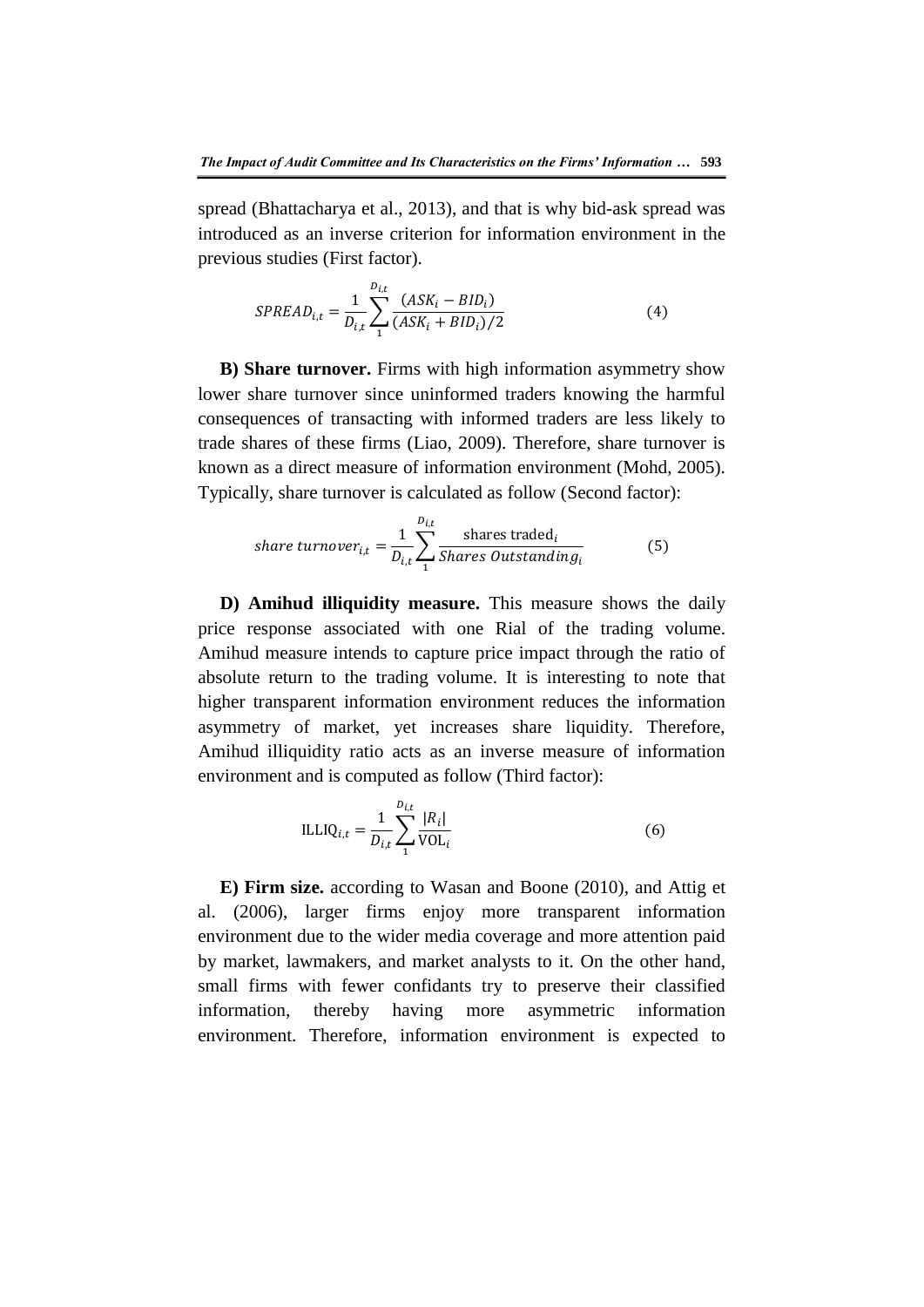spread (Bhattacharya et al., 2013), and that is why bid-ask spread was introduced as an inverse criterion for information environment in the previous studies (First factor).

$$SPREAD_{i,t} = \frac{1}{D_{i,t}} \sum_{1}^{D_{i,t}} \frac{(ASK_i - BID_i)}{(ASK_i + BID_i)/2} \tag{4}$$

**B) Share turnover.** Firms with high information asymmetry show lower share turnover since uninformed traders knowing the harmful consequences of transacting with informed traders are less likely to trade shares of these firms (Liao, 2009). Therefore, share turnover is known as a direct measure of information environment (Mohd, 2005). Typically, share turnover is calculated as follow (Second factor):

$$share\ turnover_{i,t} = \frac{1}{D_{i,t}} \sum_{1}^{D_{i,t}} \frac{\text{shares traded}_i}{Shares\ Outstanding_i} \tag{5}$$

**D) Amihud illiquidity measure.** This measure shows the daily price response associated with one Rial of the trading volume. Amihud measure intends to capture price impact through the ratio of absolute return to the trading volume. It is interesting to note that higher transparent information environment reduces the information asymmetry of market, yet increases share liquidity. Therefore, Amihud illiquidity ratio acts as an inverse measure of information environment and is computed as follow (Third factor):

$$\text{ILLIQ}_{i,t} = \frac{1}{D_{i,t}} \sum_{1}^{D_{i,t}} \frac{|R_i|}{\text{VOL}_i} \tag{6}$$

**E) Firm size.** according to Wasan and Boone (2010), and Attig et al. (2006), larger firms enjoy more transparent information environment due to the wider media coverage and more attention paid by market, lawmakers, and market analysts to it. On the other hand, small firms with fewer confidants try to preserve their classified information, thereby having more asymmetric information environment. Therefore, information environment is expected to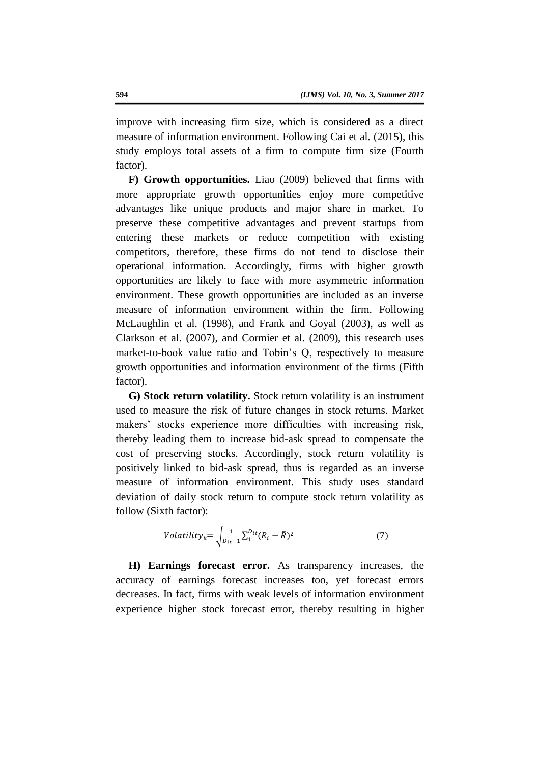improve with increasing firm size, which is considered as a direct measure of information environment. Following Cai et al. (2015), this study employs total assets of a firm to compute firm size (Fourth factor).

**F) Growth opportunities.** Liao (2009) believed that firms with more appropriate growth opportunities enjoy more competitive advantages like unique products and major share in market. To preserve these competitive advantages and prevent startups from entering these markets or reduce competition with existing competitors, therefore, these firms do not tend to disclose their operational information. Accordingly, firms with higher growth opportunities are likely to face with more asymmetric information environment. These growth opportunities are included as an inverse measure of information environment within the firm. Following McLaughlin et al. (1998), and Frank and Goyal (2003), as well as Clarkson et al. (2007), and Cormier et al. (2009), this research uses market-to-book value ratio and Tobin's Q, respectively to measure growth opportunities and information environment of the firms (Fifth factor).

**G) Stock return volatility.** Stock return volatility is an instrument used to measure the risk of future changes in stock returns. Market makers' stocks experience more difficulties with increasing risk, thereby leading them to increase bid-ask spread to compensate the cost of preserving stocks. Accordingly, stock return volatility is positively linked to bid-ask spread, thus is regarded as an inverse measure of information environment. This study uses standard deviation of daily stock return to compute stock return volatility as follow (Sixth factor):

$$Volatility_{it} = \sqrt{\frac{1}{D_{it}-1}\sum_{1}^{D_{it}}(R_i - \bar{R})^2} \qquad (7)$$

**H) Earnings forecast error.** As transparency increases, the accuracy of earnings forecast increases too, yet forecast errors decreases. In fact, firms with weak levels of information environment experience higher stock forecast error, thereby resulting in higher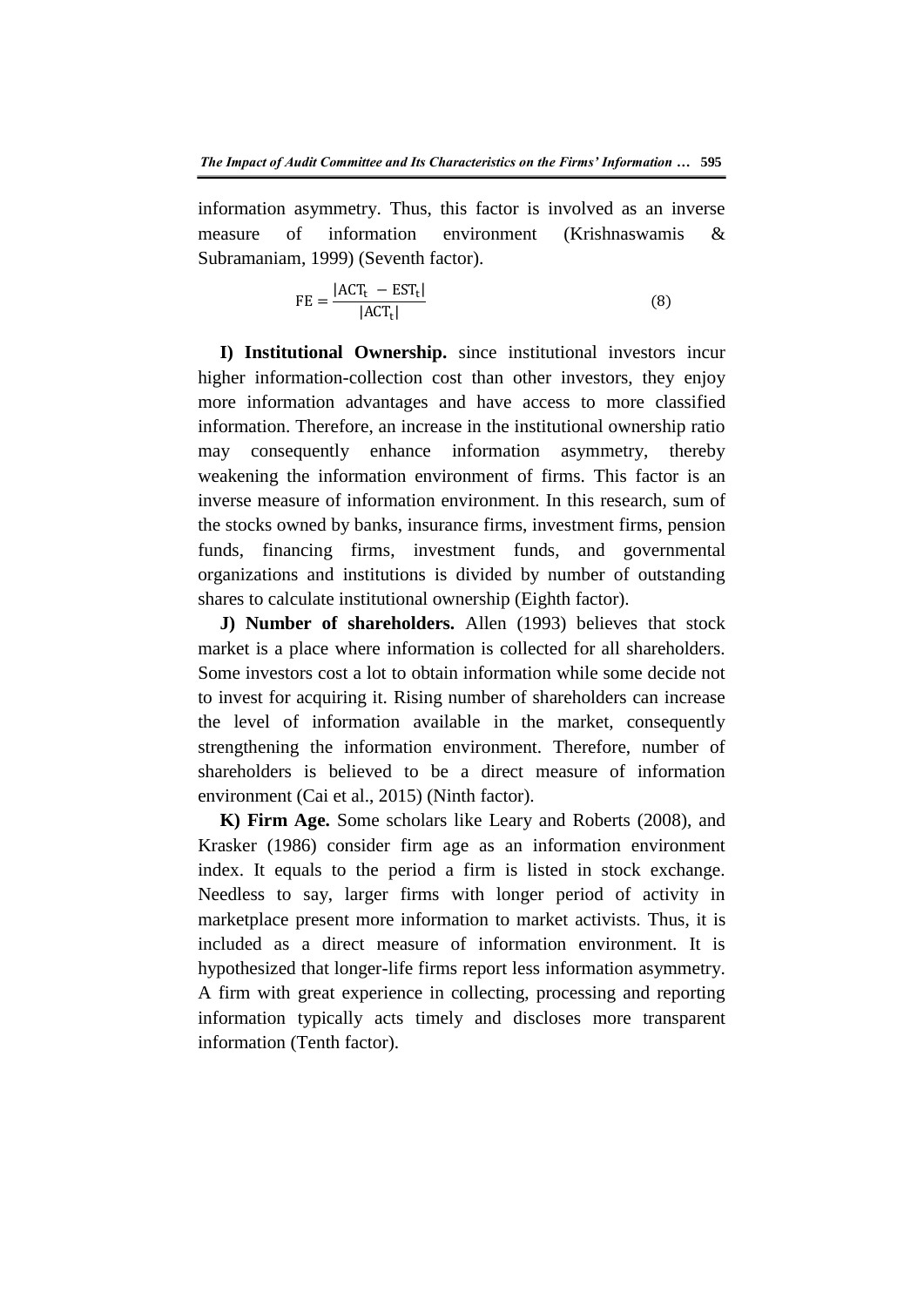information asymmetry. Thus, this factor is involved as an inverse measure of information environment (Krishnaswamis & Subramaniam, 1999) (Seventh factor).

$$\mathrm{FE} = \frac{|\mathrm{ACT_t} - \mathrm{EST_t}|}{|\mathrm{ACT_t}|} \tag{8}$$

**I) Institutional Ownership.** since institutional investors incur higher information-collection cost than other investors, they enjoy more information advantages and have access to more classified information. Therefore, an increase in the institutional ownership ratio may consequently enhance information asymmetry, thereby weakening the information environment of firms. This factor is an inverse measure of information environment. In this research, sum of the stocks owned by banks, insurance firms, investment firms, pension funds, financing firms, investment funds, and governmental organizations and institutions is divided by number of outstanding shares to calculate institutional ownership (Eighth factor).

**J) Number of shareholders.** Allen (1993) believes that stock market is a place where information is collected for all shareholders. Some investors cost a lot to obtain information while some decide not to invest for acquiring it. Rising number of shareholders can increase the level of information available in the market, consequently strengthening the information environment. Therefore, number of shareholders is believed to be a direct measure of information environment (Cai et al., 2015) (Ninth factor).

**K) Firm Age.** Some scholars like Leary and Roberts (2008), and Krasker (1986) consider firm age as an information environment index. It equals to the period a firm is listed in stock exchange. Needless to say, larger firms with longer period of activity in marketplace present more information to market activists. Thus, it is included as a direct measure of information environment. It is hypothesized that longer-life firms report less information asymmetry. A firm with great experience in collecting, processing and reporting information typically acts timely and discloses more transparent information (Tenth factor).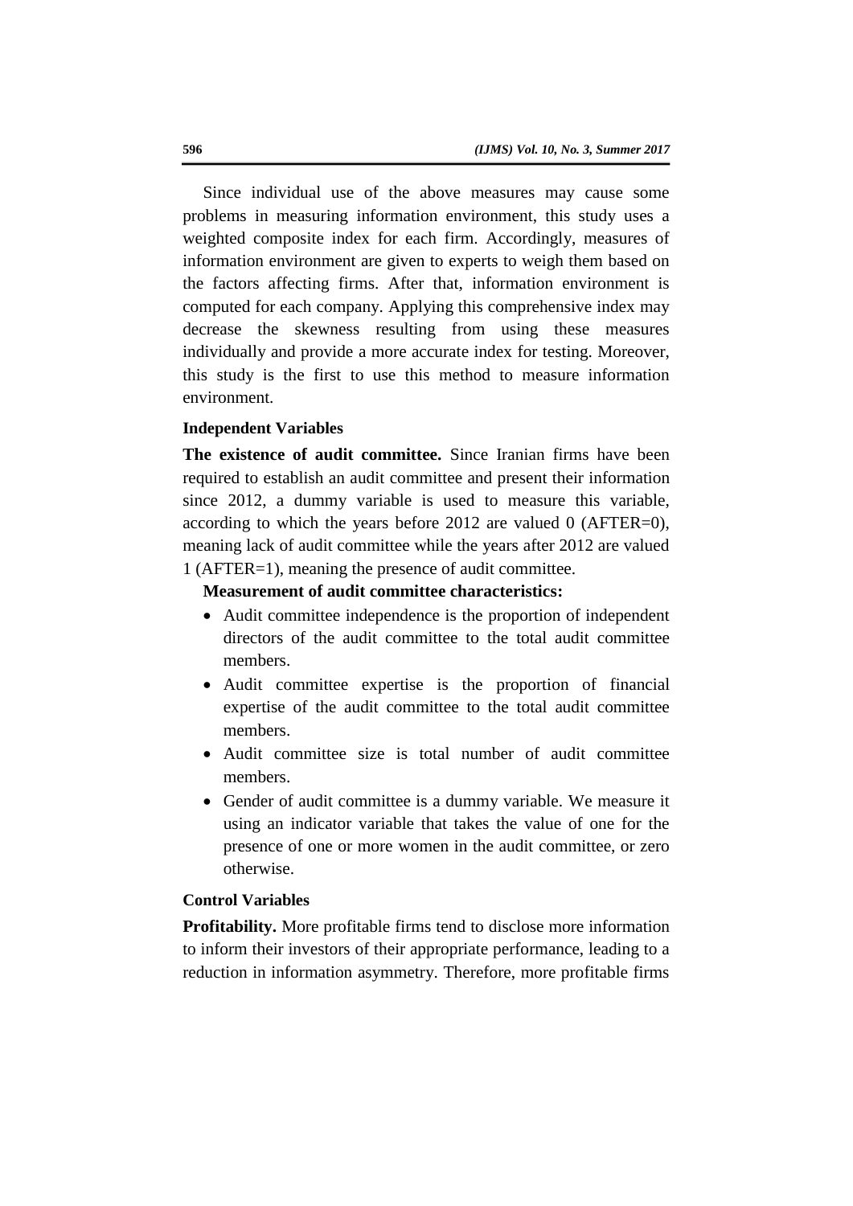Since individual use of the above measures may cause some problems in measuring information environment, this study uses a weighted composite index for each firm. Accordingly, measures of information environment are given to experts to weigh them based on the factors affecting firms. After that, information environment is computed for each company. Applying this comprehensive index may decrease the skewness resulting from using these measures individually and provide a more accurate index for testing. Moreover, this study is the first to use this method to measure information environment.

### Independent Variables

**The existence of audit committee.** Since Iranian firms have been required to establish an audit committee and present their information since 2012, a dummy variable is used to measure this variable, according to which the years before 2012 are valued 0 (AFTER=0), meaning lack of audit committee while the years after 2012 are valued 1 (AFTER=1), meaning the presence of audit committee.

**Measurement of audit committee characteristics:**

- Audit committee independence is the proportion of independent directors of the audit committee to the total audit committee members.
- Audit committee expertise is the proportion of financial expertise of the audit committee to the total audit committee members.
- Audit committee size is total number of audit committee members.
- Gender of audit committee is a dummy variable. We measure it using an indicator variable that takes the value of one for the presence of one or more women in the audit committee, or zero otherwise.

### Control Variables

**Profitability.** More profitable firms tend to disclose more information to inform their investors of their appropriate performance, leading to a reduction in information asymmetry. Therefore, more profitable firms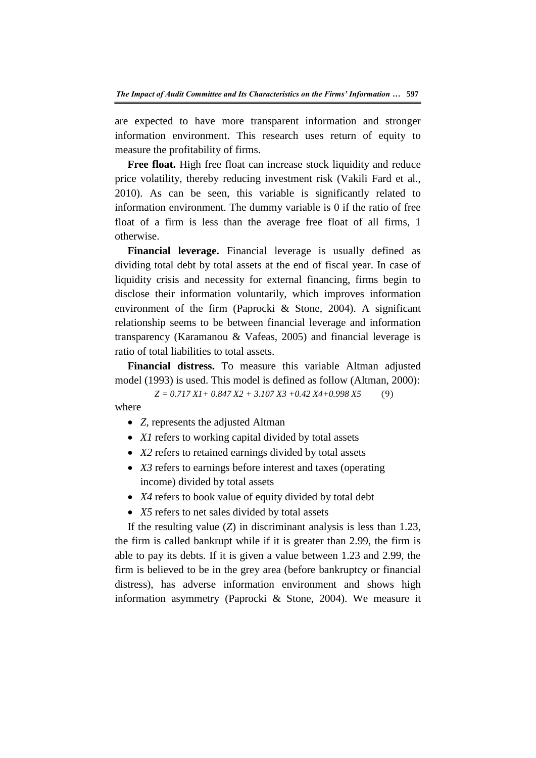are expected to have more transparent information and stronger information environment. This research uses return of equity to measure the profitability of firms.

**Free float.** High free float can increase stock liquidity and reduce price volatility, thereby reducing investment risk (Vakili Fard et al., 2010). As can be seen, this variable is significantly related to information environment. The dummy variable is 0 if the ratio of free float of a firm is less than the average free float of all firms, 1 otherwise.

**Financial leverage.** Financial leverage is usually defined as dividing total debt by total assets at the end of fiscal year. In case of liquidity crisis and necessity for external financing, firms begin to disclose their information voluntarily, which improves information environment of the firm (Paprocki & Stone, 2004). A significant relationship seems to be between financial leverage and information transparency (Karamanou & Vafeas, 2005) and financial leverage is ratio of total liabilities to total assets.

**Financial distress.** To measure this variable Altman adjusted model (1993) is used. This model is defined as follow (Altman, 2000):

$$Z = 0.717\, X1 + 0.847\, X2 + 3.107\, X3 + 0.42\, X4 + 0.998\, X5 \qquad (9)$$

where

- $Z$, represents the adjusted Altman
- $X1$ refers to working capital divided by total assets
- $X2$ refers to retained earnings divided by total assets
- $X3$ refers to earnings before interest and taxes (operating income) divided by total assets
- $X4$ refers to book value of equity divided by total debt
- $X5$ refers to net sales divided by total assets

If the resulting value ($Z$) in discriminant analysis is less than 1.23, the firm is called bankrupt while if it is greater than 2.99, the firm is able to pay its debts. If it is given a value between 1.23 and 2.99, the firm is believed to be in the grey area (before bankruptcy or financial distress), has adverse information environment and shows high information asymmetry (Paprocki & Stone, 2004). We measure it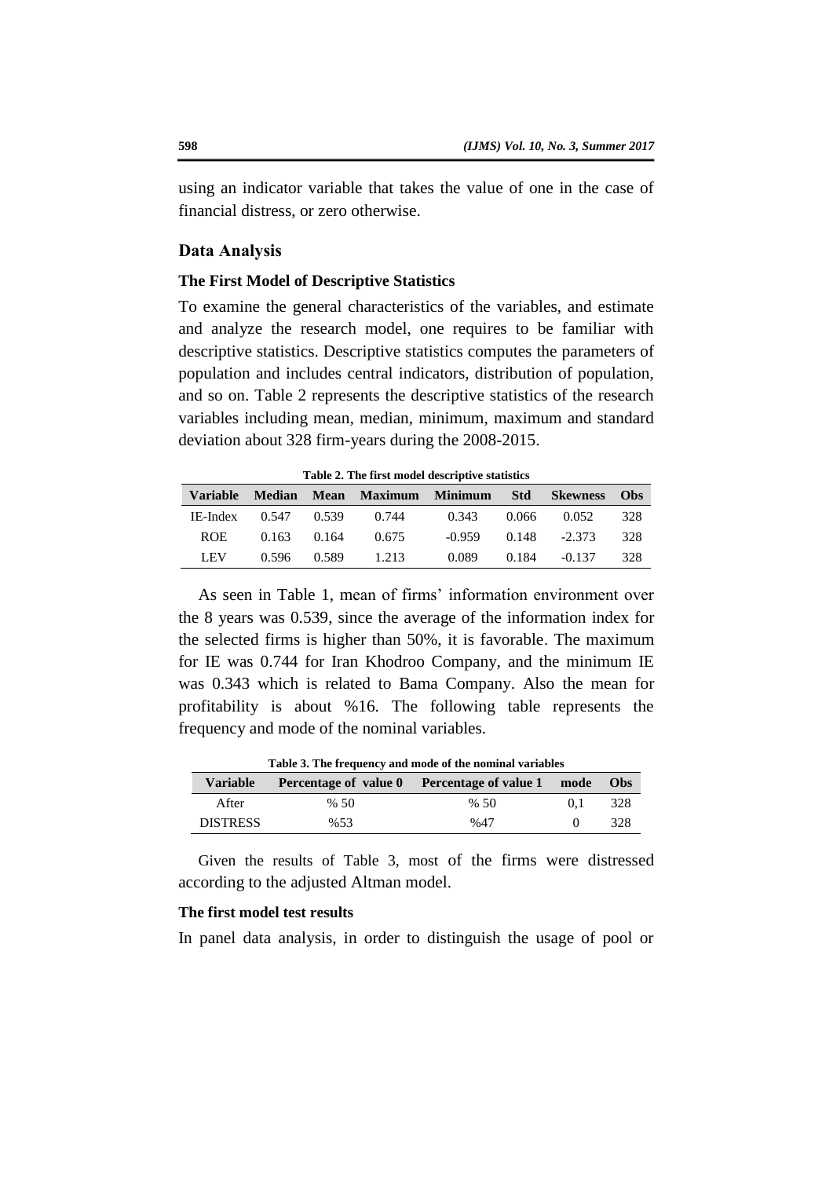using an indicator variable that takes the value of one in the case of financial distress, or zero otherwise.

## Data Analysis

### The First Model of Descriptive Statistics

To examine the general characteristics of the variables, and estimate and analyze the research model, one requires to be familiar with descriptive statistics. Descriptive statistics computes the parameters of population and includes central indicators, distribution of population, and so on. Table 2 represents the descriptive statistics of the research variables including mean, median, minimum, maximum and standard deviation about 328 firm-years during the 2008-2015.

**Table 2. The first model descriptive statistics**

| Variable | Median | Mean | Maximum | Minimum | Std | Skewness | Obs |
|---|---|---|---|---|---|---|---|
| IE-Index | 0.547 | 0.539 | 0.744 | 0.343 | 0.066 | 0.052 | 328 |
| ROE | 0.163 | 0.164 | 0.675 | -0.959 | 0.148 | -2.373 | 328 |
| LEV | 0.596 | 0.589 | 1.213 | 0.089 | 0.184 | -0.137 | 328 |

As seen in Table 1, mean of firms' information environment over the 8 years was 0.539, since the average of the information index for the selected firms is higher than 50%, it is favorable. The maximum for IE was 0.744 for Iran Khodroo Company, and the minimum IE was 0.343 which is related to Bama Company. Also the mean for profitability is about %16. The following table represents the frequency and mode of the nominal variables.

**Table 3. The frequency and mode of the nominal variables**

| Variable | Percentage of value 0 | Percentage of value 1 | mode | Obs |
|---|---|---|---|---|
| After | % 50 | % 50 | 0,1 | 328 |
| DISTRESS | %53 | %47 | 0 | 328 |

Given the results of Table 3, most of the firms were distressed according to the adjusted Altman model.

### The first model test results

In panel data analysis, in order to distinguish the usage of pool or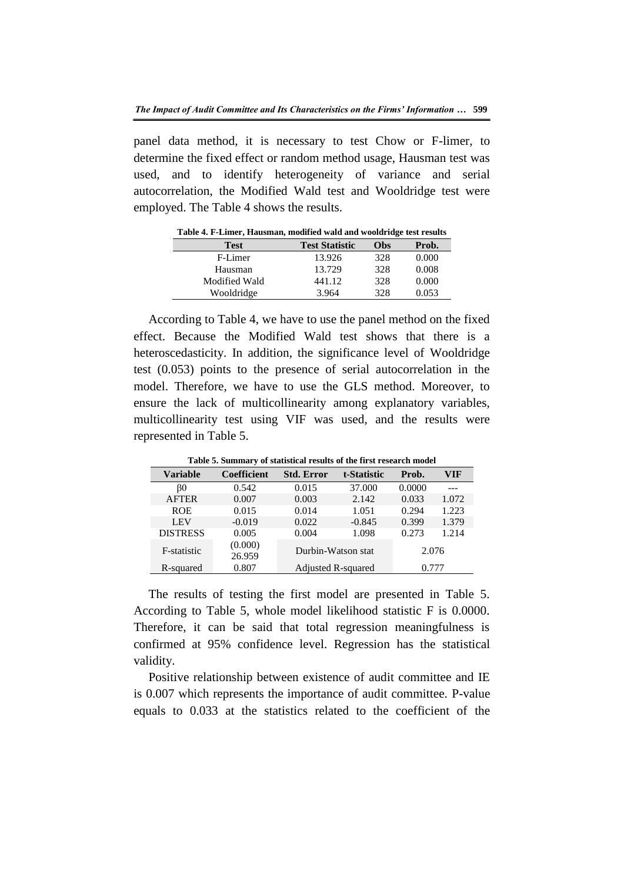panel data method, it is necessary to test Chow or F-limer, to determine the fixed effect or random method usage, Hausman test was used, and to identify heterogeneity of variance and serial autocorrelation, the Modified Wald test and Wooldridge test were employed. The Table 4 shows the results.

**Table 4. F-Limer, Hausman, modified wald and wooldridge test results**

| Test | Test Statistic | Obs | Prob. |
|---|---|---|---|
| F-Limer | 13.926 | 328 | 0.000 |
| Hausman | 13.729 | 328 | 0.008 |
| Modified Wald | 441.12 | 328 | 0.000 |
| Wooldridge | 3.964 | 328 | 0.053 |

According to Table 4, we have to use the panel method on the fixed effect. Because the Modified Wald test shows that there is a heteroscedasticity. In addition, the significance level of Wooldridge test (0.053) points to the presence of serial autocorrelation in the model. Therefore, we have to use the GLS method. Moreover, to ensure the lack of multicollinearity among explanatory variables, multicollinearity test using VIF was used, and the results were represented in Table 5.

**Table 5. Summary of statistical results of the first research model**

| Variable | Coefficient | Std. Error | t-Statistic | Prob. | VIF |
|---|---|---|---|---|---|
| $\beta 0$ | 0.542 | 0.015 | 37.000 | 0.0000 | --- |
| AFTER | 0.007 | 0.003 | 2.142 | 0.033 | 1.072 |
| ROE | 0.015 | 0.014 | 1.051 | 0.294 | 1.223 |
| LEV | -0.019 | 0.022 | -0.845 | 0.399 | 1.379 |
| DISTRESS | 0.005 | 0.004 | 1.098 | 0.273 | 1.214 |
| F-statistic | (0.000) 26.959 | Durbin-Watson stat | | 2.076 | |
| R-squared | 0.807 | Adjusted R-squared | | 0.777 | |

The results of testing the first model are presented in Table 5. According to Table 5, whole model likelihood statistic F is 0.0000. Therefore, it can be said that total regression meaningfulness is confirmed at 95% confidence level. Regression has the statistical validity.

Positive relationship between existence of audit committee and IE is 0.007 which represents the importance of audit committee. P-value equals to 0.033 at the statistics related to the coefficient of the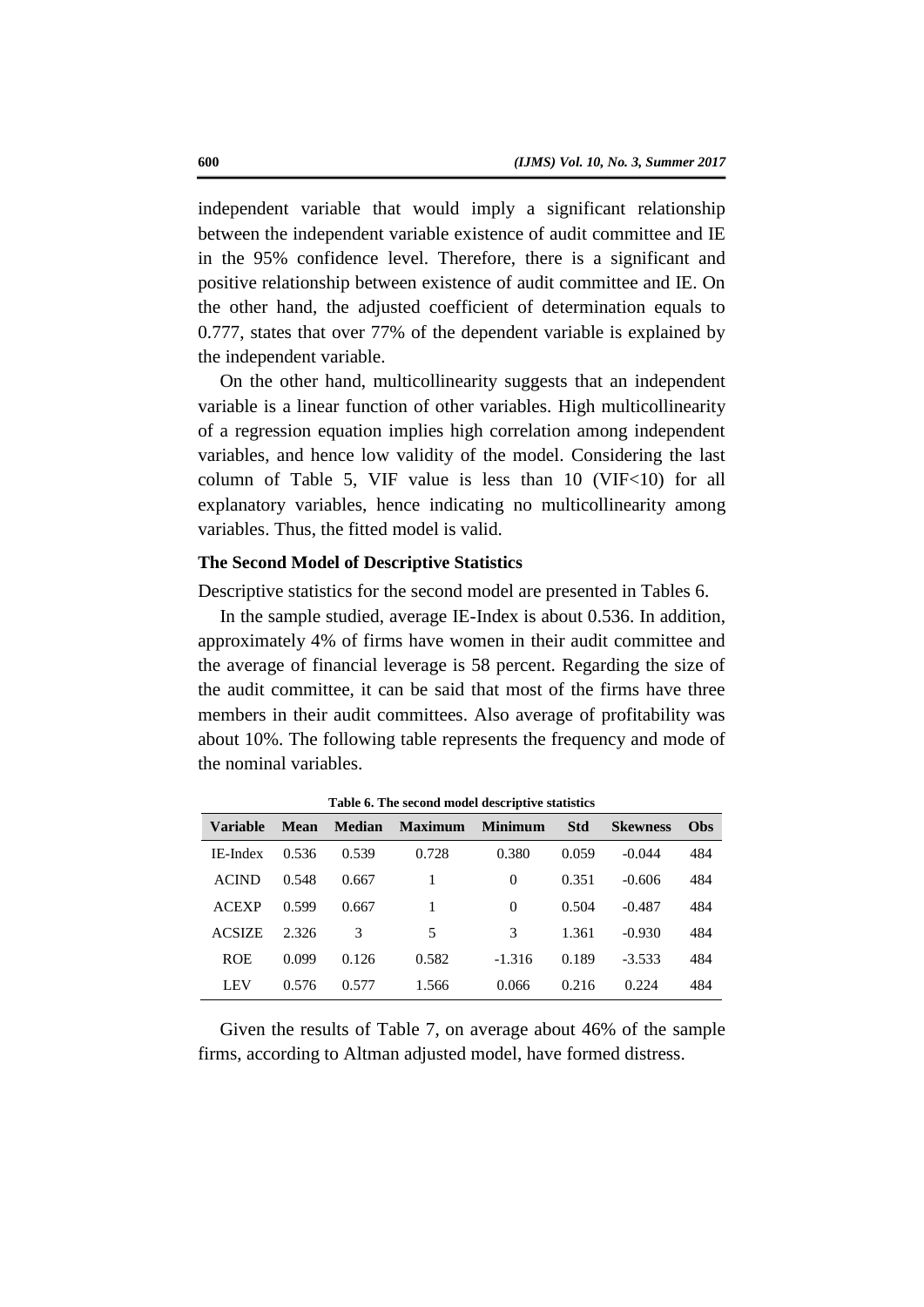independent variable that would imply a significant relationship between the independent variable existence of audit committee and IE in the 95% confidence level. Therefore, there is a significant and positive relationship between existence of audit committee and IE. On the other hand, the adjusted coefficient of determination equals to 0.777, states that over 77% of the dependent variable is explained by the independent variable.

On the other hand, multicollinearity suggests that an independent variable is a linear function of other variables. High multicollinearity of a regression equation implies high correlation among independent variables, and hence low validity of the model. Considering the last column of Table 5, VIF value is less than 10 (VIF<10) for all explanatory variables, hence indicating no multicollinearity among variables. Thus, the fitted model is valid.

### The Second Model of Descriptive Statistics

Descriptive statistics for the second model are presented in Tables 6.

In the sample studied, average IE-Index is about 0.536. In addition, approximately 4% of firms have women in their audit committee and the average of financial leverage is 58 percent. Regarding the size of the audit committee, it can be said that most of the firms have three members in their audit committees. Also average of profitability was about 10%. The following table represents the frequency and mode of the nominal variables.

**Table 6. The second model descriptive statistics**

| Variable | Mean | Median | Maximum | Minimum | Std | Skewness | Obs |
|---|---|---|---|---|---|---|---|
| IE-Index | 0.536 | 0.539 | 0.728 | 0.380 | 0.059 | -0.044 | 484 |
| ACIND | 0.548 | 0.667 | 1 | 0 | 0.351 | -0.606 | 484 |
| ACEXP | 0.599 | 0.667 | 1 | 0 | 0.504 | -0.487 | 484 |
| ACSIZE | 2.326 | 3 | 5 | 3 | 1.361 | -0.930 | 484 |
| ROE | 0.099 | 0.126 | 0.582 | -1.316 | 0.189 | -3.533 | 484 |
| LEV | 0.576 | 0.577 | 1.566 | 0.066 | 0.216 | 0.224 | 484 |

Given the results of Table 7, on average about 46% of the sample firms, according to Altman adjusted model, have formed distress.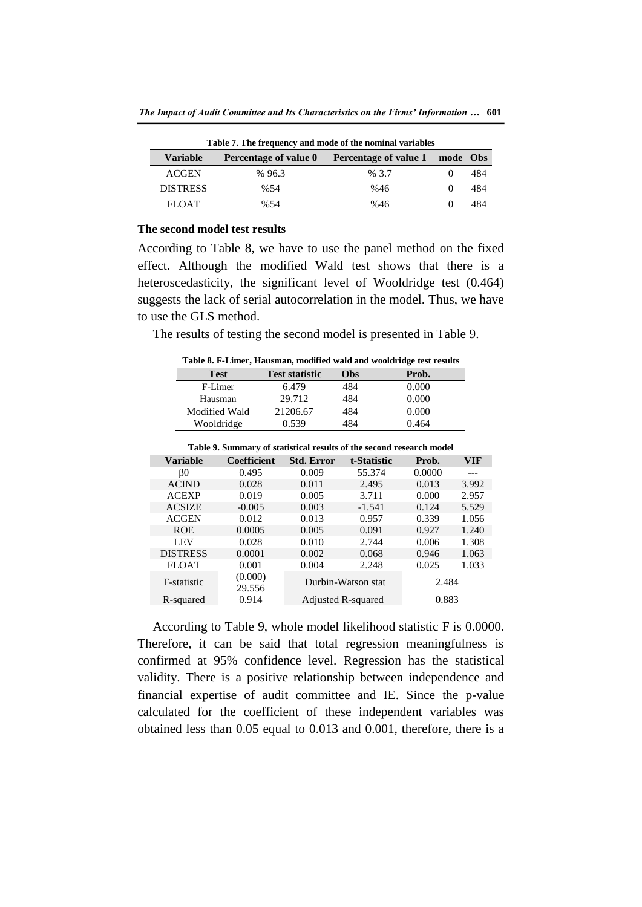**Table 7. The frequency and mode of the nominal variables**

| Variable | Percentage of value 0 | Percentage of value 1 | mode | Obs |
|---|---|---|---|---|
| ACGEN | % 96.3 | % 3.7 | 0 | 484 |
| DISTRESS | %54 | %46 | 0 | 484 |
| FLOAT | %54 | %46 | 0 | 484 |

**The second model test results**

According to Table 8, we have to use the panel method on the fixed effect. Although the modified Wald test shows that there is a heteroscedasticity, the significant level of Wooldridge test (0.464) suggests the lack of serial autocorrelation in the model. Thus, we have to use the GLS method.

The results of testing the second model is presented in Table 9.

**Table 8. F-Limer, Hausman, modified wald and wooldridge test results**

| Test | Test statistic | Obs | Prob. |
|---|---|---|---|
| F-Limer | 6.479 | 484 | 0.000 |
| Hausman | 29.712 | 484 | 0.000 |
| Modified Wald | 21206.67 | 484 | 0.000 |
| Wooldridge | 0.539 | 484 | 0.464 |

**Table 9. Summary of statistical results of the second research model**

| Variable | Coefficient | Std. Error | t-Statistic | Prob. | VIF |
|---|---|---|---|---|---|
| β0 | 0.495 | 0.009 | 55.374 | 0.0000 | --- |
| ACIND | 0.028 | 0.011 | 2.495 | 0.013 | 3.992 |
| ACEXP | 0.019 | 0.005 | 3.711 | 0.000 | 2.957 |
| ACSIZE | -0.005 | 0.003 | -1.541 | 0.124 | 5.529 |
| ACGEN | 0.012 | 0.013 | 0.957 | 0.339 | 1.056 |
| ROE | 0.0005 | 0.005 | 0.091 | 0.927 | 1.240 |
| LEV | 0.028 | 0.010 | 2.744 | 0.006 | 1.308 |
| DISTRESS | 0.0001 | 0.002 | 0.068 | 0.946 | 1.063 |
| FLOAT | 0.001 | 0.004 | 2.248 | 0.025 | 1.033 |
| F-statistic | (0.000) 29.556 | Durbin-Watson stat | | 2.484 | |
| R-squared | 0.914 | Adjusted R-squared | | 0.883 | |

According to Table 9, whole model likelihood statistic F is 0.0000. Therefore, it can be said that total regression meaningfulness is confirmed at 95% confidence level. Regression has the statistical validity. There is a positive relationship between independence and financial expertise of audit committee and IE. Since the p-value calculated for the coefficient of these independent variables was obtained less than 0.05 equal to 0.013 and 0.001, therefore, there is a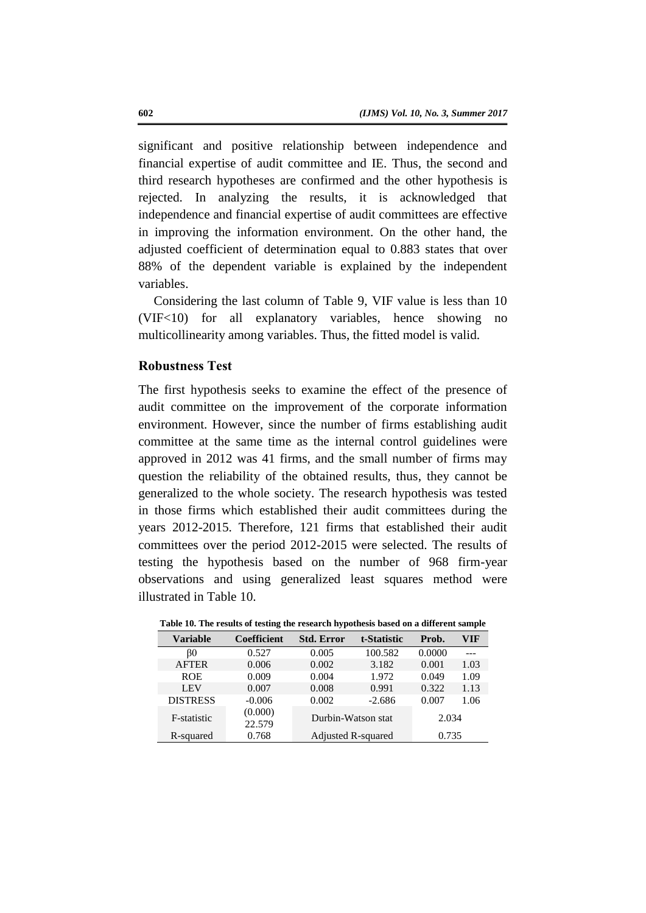significant and positive relationship between independence and financial expertise of audit committee and IE. Thus, the second and third research hypotheses are confirmed and the other hypothesis is rejected. In analyzing the results, it is acknowledged that independence and financial expertise of audit committees are effective in improving the information environment. On the other hand, the adjusted coefficient of determination equal to 0.883 states that over 88% of the dependent variable is explained by the independent variables.

Considering the last column of Table 9, VIF value is less than 10 (VIF<10) for all explanatory variables, hence showing no multicollinearity among variables. Thus, the fitted model is valid.

## Robustness Test

The first hypothesis seeks to examine the effect of the presence of audit committee on the improvement of the corporate information environment. However, since the number of firms establishing audit committee at the same time as the internal control guidelines were approved in 2012 was 41 firms, and the small number of firms may question the reliability of the obtained results, thus, they cannot be generalized to the whole society. The research hypothesis was tested in those firms which established their audit committees during the years 2012-2015. Therefore, 121 firms that established their audit committees over the period 2012-2015 were selected. The results of testing the hypothesis based on the number of 968 firm-year observations and using generalized least squares method were illustrated in Table 10.

**Table 10. The results of testing the research hypothesis based on a different sample**

| Variable | Coefficient | Std. Error | t-Statistic | Prob. | VIF |
|---|---|---|---|---|---|
| $\beta 0$ | 0.527 | 0.005 | 100.582 | 0.0000 | --- |
| AFTER | 0.006 | 0.002 | 3.182 | 0.001 | 1.03 |
| ROE | 0.009 | 0.004 | 1.972 | 0.049 | 1.09 |
| LEV | 0.007 | 0.008 | 0.991 | 0.322 | 1.13 |
| DISTRESS | -0.006 | 0.002 | -2.686 | 0.007 | 1.06 |
| F-statistic | (0.000) 22.579 | Durbin-Watson stat | | 2.034 | |
| R-squared | 0.768 | Adjusted R-squared | | 0.735 | |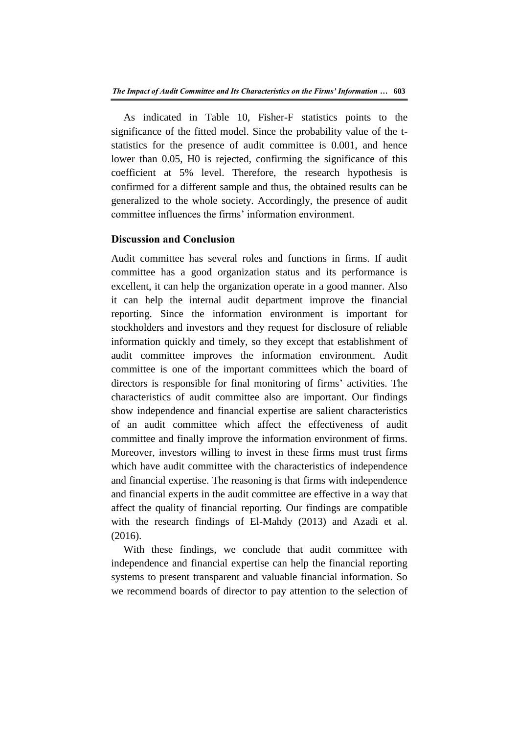As indicated in Table 10, Fisher-F statistics points to the significance of the fitted model. Since the probability value of the t-statistics for the presence of audit committee is 0.001, and hence lower than 0.05, H0 is rejected, confirming the significance of this coefficient at 5% level. Therefore, the research hypothesis is confirmed for a different sample and thus, the obtained results can be generalized to the whole society. Accordingly, the presence of audit committee influences the firms' information environment.

## Discussion and Conclusion

Audit committee has several roles and functions in firms. If audit committee has a good organization status and its performance is excellent, it can help the organization operate in a good manner. Also it can help the internal audit department improve the financial reporting. Since the information environment is important for stockholders and investors and they request for disclosure of reliable information quickly and timely, so they except that establishment of audit committee improves the information environment. Audit committee is one of the important committees which the board of directors is responsible for final monitoring of firms' activities. The characteristics of audit committee also are important. Our findings show independence and financial expertise are salient characteristics of an audit committee which affect the effectiveness of audit committee and finally improve the information environment of firms. Moreover, investors willing to invest in these firms must trust firms which have audit committee with the characteristics of independence and financial expertise. The reasoning is that firms with independence and financial experts in the audit committee are effective in a way that affect the quality of financial reporting. Our findings are compatible with the research findings of El-Mahdy (2013) and Azadi et al. (2016).

With these findings, we conclude that audit committee with independence and financial expertise can help the financial reporting systems to present transparent and valuable financial information. So we recommend boards of director to pay attention to the selection of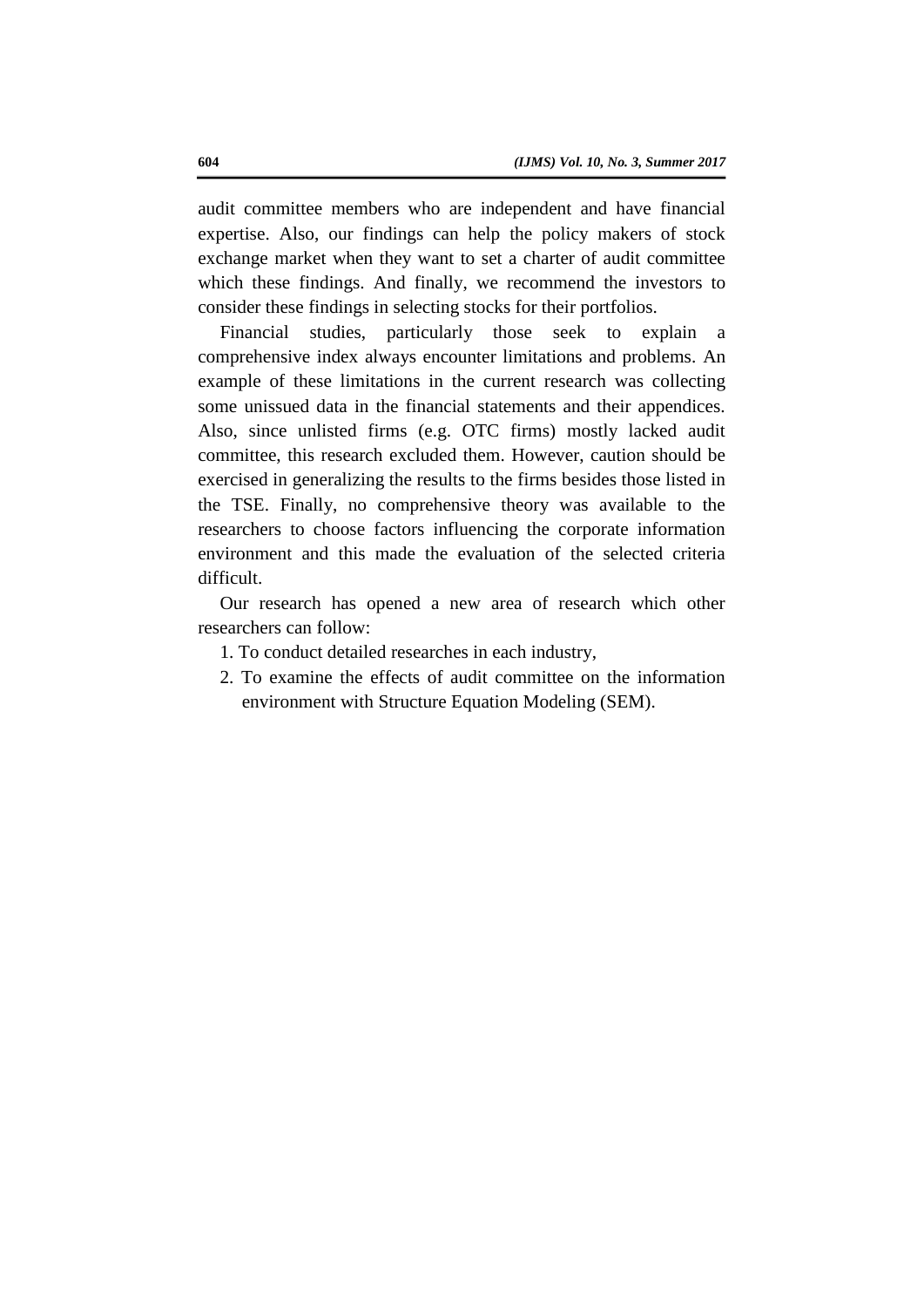audit committee members who are independent and have financial expertise. Also, our findings can help the policy makers of stock exchange market when they want to set a charter of audit committee which these findings. And finally, we recommend the investors to consider these findings in selecting stocks for their portfolios.

Financial studies, particularly those seek to explain a comprehensive index always encounter limitations and problems. An example of these limitations in the current research was collecting some unissued data in the financial statements and their appendices. Also, since unlisted firms (e.g. OTC firms) mostly lacked audit committee, this research excluded them. However, caution should be exercised in generalizing the results to the firms besides those listed in the TSE. Finally, no comprehensive theory was available to the researchers to choose factors influencing the corporate information environment and this made the evaluation of the selected criteria difficult.

Our research has opened a new area of research which other researchers can follow:

1. To conduct detailed researches in each industry,
2. To examine the effects of audit committee on the information environment with Structure Equation Modeling (SEM).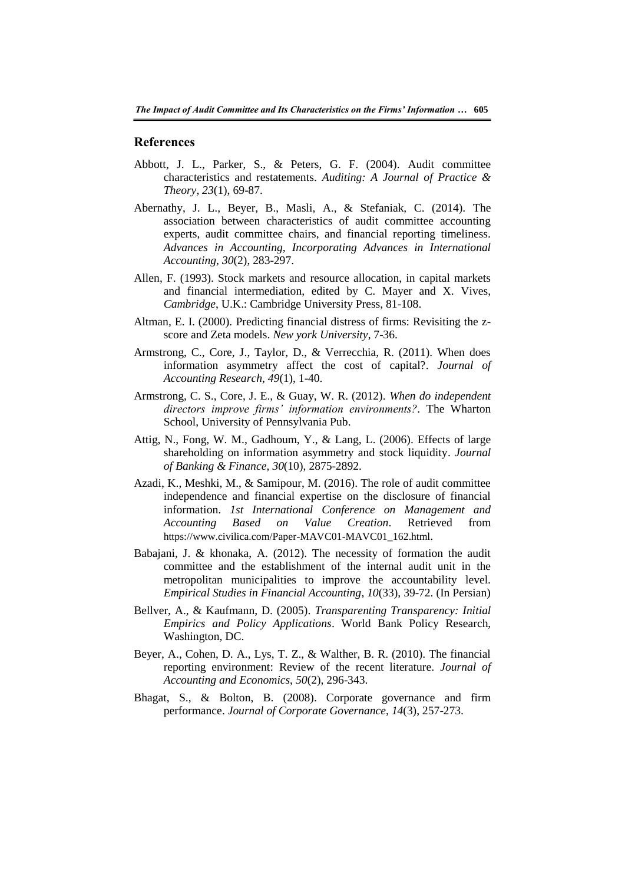## References

Abbott, J. L., Parker, S., & Peters, G. F. (2004). Audit committee characteristics and restatements. *Auditing: A Journal of Practice & Theory*, *23*(1), 69-87.

Abernathy, J. L., Beyer, B., Masli, A., & Stefaniak, C. (2014). The association between characteristics of audit committee accounting experts, audit committee chairs, and financial reporting timeliness. *Advances in Accounting, Incorporating Advances in International Accounting*, *30*(2), 283-297.

Allen, F. (1993). Stock markets and resource allocation, in capital markets and financial intermediation, edited by C. Mayer and X. Vives, *Cambridge*, U.K.: Cambridge University Press, 81-108.

Altman, E. I. (2000). Predicting financial distress of firms: Revisiting the z-score and Zeta models. *New york University*, 7-36.

Armstrong, C., Core, J., Taylor, D., & Verrecchia, R. (2011). When does information asymmetry affect the cost of capital?. *Journal of Accounting Research*, *49*(1), 1-40.

Armstrong, C. S., Core, J. E., & Guay, W. R. (2012). *When do independent directors improve firms' information environments?*. The Wharton School, University of Pennsylvania Pub.

Attig, N., Fong, W. M., Gadhoum, Y., & Lang, L. (2006). Effects of large shareholding on information asymmetry and stock liquidity. *Journal of Banking & Finance*, *30*(10), 2875-2892.

Azadi, K., Meshki, M., & Samipour, M. (2016). The role of audit committee independence and financial expertise on the disclosure of financial information. *1st International Conference on Management and Accounting Based on Value Creation*. Retrieved from https://www.civilica.com/Paper-MAVC01-MAVC01_162.html.

Babajani, J. & khonaka, A. (2012). The necessity of formation the audit committee and the establishment of the internal audit unit in the metropolitan municipalities to improve the accountability level. *Empirical Studies in Financial Accounting*, *10*(33), 39-72. (In Persian)

Bellver, A., & Kaufmann, D. (2005). *Transparenting Transparency: Initial Empirics and Policy Applications*. World Bank Policy Research, Washington, DC.

Beyer, A., Cohen, D. A., Lys, T. Z., & Walther, B. R. (2010). The financial reporting environment: Review of the recent literature. *Journal of Accounting and Economics*, *50*(2), 296-343.

Bhagat, S., & Bolton, B. (2008). Corporate governance and firm performance. *Journal of Corporate Governance*, *14*(3), 257-273.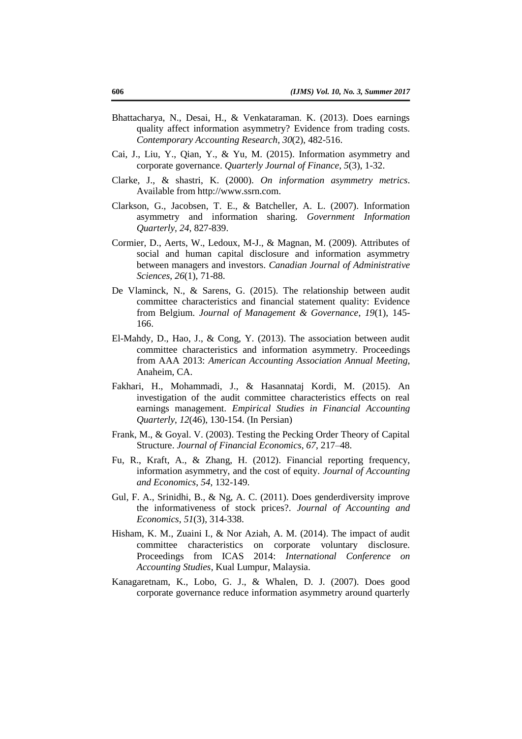Bhattacharya, N., Desai, H., & Venkataraman. K. (2013). Does earnings quality affect information asymmetry? Evidence from trading costs. *Contemporary Accounting Research*, *30*(2), 482-516.

Cai, J., Liu, Y., Qian, Y., & Yu, M. (2015). Information asymmetry and corporate governance. *Quarterly Journal of Finance*, *5*(3), 1-32.

Clarke, J., & shastri, K. (2000). *On information asymmetry metrics*. Available from http://www.ssrn.com.

Clarkson, G., Jacobsen, T. E., & Batcheller, A. L. (2007). Information asymmetry and information sharing. *Government Information Quarterly*, *24*, 827-839.

Cormier, D., Aerts, W., Ledoux, M-J., & Magnan, M. (2009). Attributes of social and human capital disclosure and information asymmetry between managers and investors. *Canadian Journal of Administrative Sciences*, *26*(1), 71-88.

De Vlaminck, N., & Sarens, G. (2015). The relationship between audit committee characteristics and financial statement quality: Evidence from Belgium. *Journal of Management & Governance*, *19*(1), 145-166.

El-Mahdy, D., Hao, J., & Cong, Y. (2013). The association between audit committee characteristics and information asymmetry. Proceedings from AAA 2013: *American Accounting Association Annual Meeting*, Anaheim, CA.

Fakhari, H., Mohammadi, J., & Hasannataj Kordi, M. (2015). An investigation of the audit committee characteristics effects on real earnings management. *Empirical Studies in Financial Accounting Quarterly*, *12*(46), 130-154. (In Persian)

Frank, M., & Goyal. V. (2003). Testing the Pecking Order Theory of Capital Structure. *Journal of Financial Economics*, *67*, 217–48.

Fu, R., Kraft, A., & Zhang, H. (2012). Financial reporting frequency, information asymmetry, and the cost of equity. *Journal of Accounting and Economics*, *54*, 132-149.

Gul, F. A., Srinidhi, B., & Ng, A. C. (2011). Does genderdiversity improve the informativeness of stock prices?. *Journal of Accounting and Economics*, *51*(3), 314-338.

Hisham, K. M., Zuaini I., & Nor Aziah, A. M. (2014). The impact of audit committee characteristics on corporate voluntary disclosure. Proceedings from ICAS 2014: *International Conference on Accounting Studies*, Kual Lumpur, Malaysia.

Kanagaretnam, K., Lobo, G. J., & Whalen, D. J. (2007). Does good corporate governance reduce information asymmetry around quarterly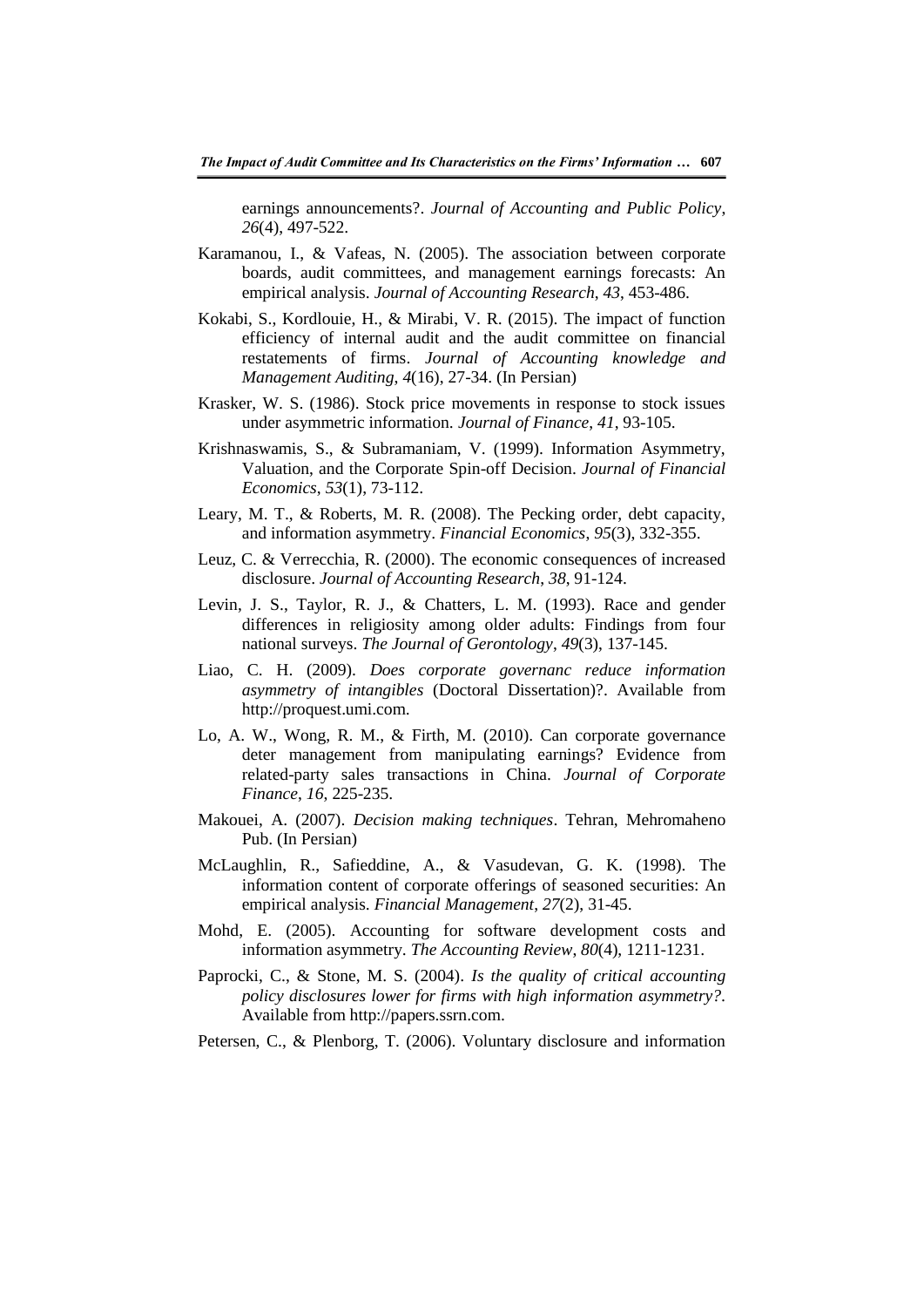earnings announcements?. *Journal of Accounting and Public Policy*, *26*(4), 497-522.

Karamanou, I., & Vafeas, N. (2005). The association between corporate boards, audit committees, and management earnings forecasts: An empirical analysis. *Journal of Accounting Research*, *43*, 453-486.

Kokabi, S., Kordlouie, H., & Mirabi, V. R. (2015). The impact of function efficiency of internal audit and the audit committee on financial restatements of firms. *Journal of Accounting knowledge and Management Auditing*, *4*(16), 27-34. (In Persian)

Krasker, W. S. (1986). Stock price movements in response to stock issues under asymmetric information. *Journal of Finance*, *41*, 93-105.

Krishnaswamis, S., & Subramaniam, V. (1999). Information Asymmetry, Valuation, and the Corporate Spin-off Decision. *Journal of Financial Economics*, *53*(1), 73-112.

Leary, M. T., & Roberts, M. R. (2008). The Pecking order, debt capacity, and information asymmetry. *Financial Economics*, *95*(3), 332-355.

Leuz, C. & Verrecchia, R. (2000). The economic consequences of increased disclosure. *Journal of Accounting Research*, *38*, 91-124.

Levin, J. S., Taylor, R. J., & Chatters, L. M. (1993). Race and gender differences in religiosity among older adults: Findings from four national surveys. *The Journal of Gerontology*, *49*(3), 137-145.

Liao, C. H. (2009). *Does corporate governanc reduce information asymmetry of intangibles* (Doctoral Dissertation)?. Available from http://proquest.umi.com.

Lo, A. W., Wong, R. M., & Firth, M. (2010). Can corporate governance deter management from manipulating earnings? Evidence from related-party sales transactions in China. *Journal of Corporate Finance*, *16*, 225-235.

Makouei, A. (2007). *Decision making techniques*. Tehran, Mehromaheno Pub. (In Persian)

McLaughlin, R., Safieddine, A., & Vasudevan, G. K. (1998). The information content of corporate offerings of seasoned securities: An empirical analysis. *Financial Management*, *27*(2), 31-45.

Mohd, E. (2005). Accounting for software development costs and information asymmetry. *The Accounting Review*, *80*(4), 1211-1231.

Paprocki, C., & Stone, M. S. (2004). *Is the quality of critical accounting policy disclosures lower for firms with high information asymmetry?*. Available from http://papers.ssrn.com.

Petersen, C., & Plenborg, T. (2006). Voluntary disclosure and information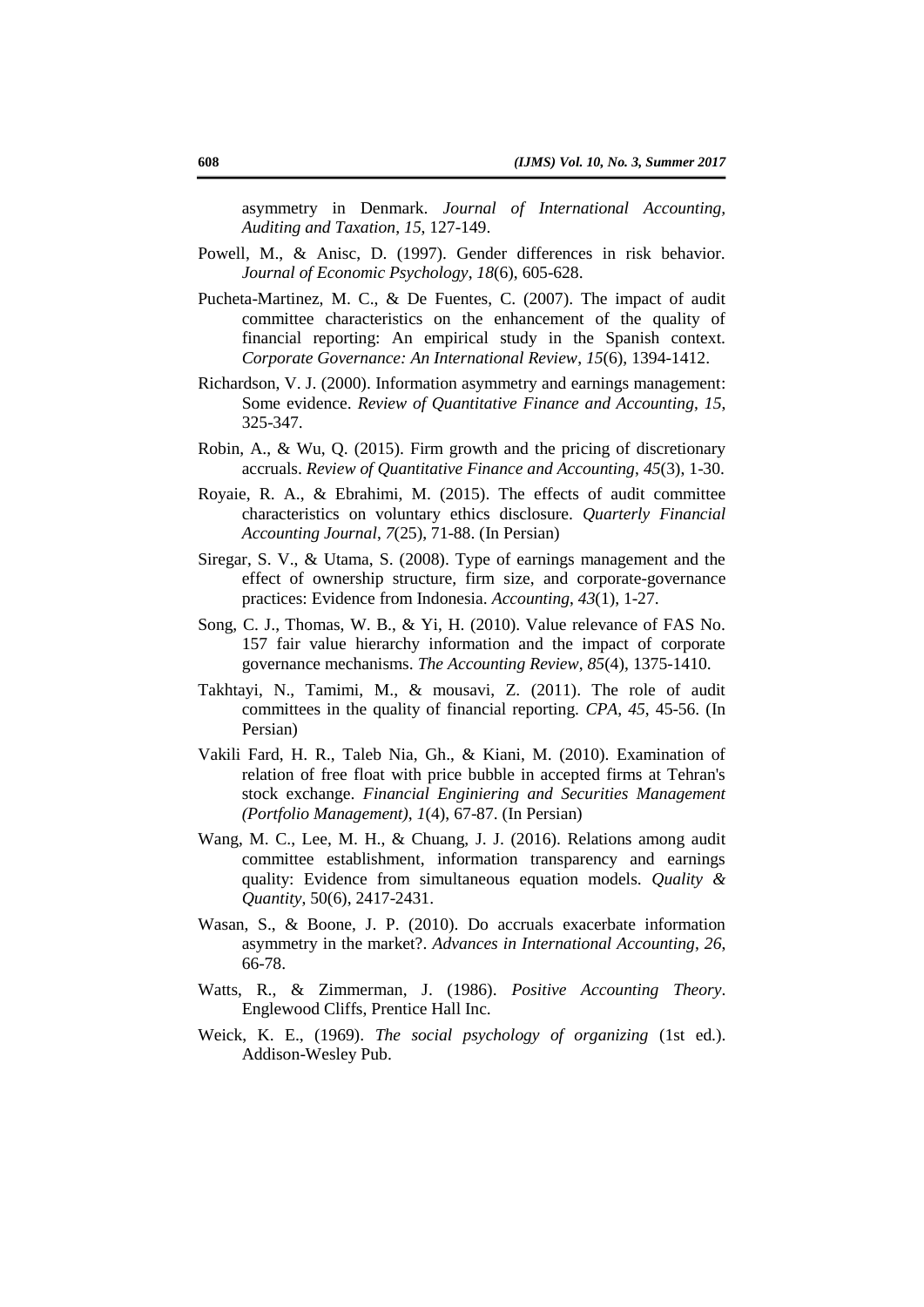asymmetry in Denmark. *Journal of International Accounting, Auditing and Taxation*, *15*, 127-149.

Powell, M., & Anisc, D. (1997). Gender differences in risk behavior. *Journal of Economic Psychology*, *18*(6), 605-628.

Pucheta-Martinez, M. C., & De Fuentes, C. (2007). The impact of audit committee characteristics on the enhancement of the quality of financial reporting: An empirical study in the Spanish context. *Corporate Governance: An International Review*, *15*(6), 1394-1412.

Richardson, V. J. (2000). Information asymmetry and earnings management: Some evidence. *Review of Quantitative Finance and Accounting*, *15*, 325-347.

Robin, A., & Wu, Q. (2015). Firm growth and the pricing of discretionary accruals. *Review of Quantitative Finance and Accounting*, *45*(3), 1-30.

Royaie, R. A., & Ebrahimi, M. (2015). The effects of audit committee characteristics on voluntary ethics disclosure. *Quarterly Financial Accounting Journal*, *7*(25), 71-88. (In Persian)

Siregar, S. V., & Utama, S. (2008). Type of earnings management and the effect of ownership structure, firm size, and corporate-governance practices: Evidence from Indonesia. *Accounting*, *43*(1), 1-27.

Song, C. J., Thomas, W. B., & Yi, H. (2010). Value relevance of FAS No. 157 fair value hierarchy information and the impact of corporate governance mechanisms. *The Accounting Review*, *85*(4), 1375-1410.

Takhtayi, N., Tamimi, M., & mousavi, Z. (2011). The role of audit committees in the quality of financial reporting. *CPA*, *45*, 45-56. (In Persian)

Vakili Fard, H. R., Taleb Nia, Gh., & Kiani, M. (2010). Examination of relation of free float with price bubble in accepted firms at Tehran's stock exchange. *Financial Enginiering and Securities Management (Portfolio Management)*, *1*(4), 67-87. (In Persian)

Wang, M. C., Lee, M. H., & Chuang, J. J. (2016). Relations among audit committee establishment, information transparency and earnings quality: Evidence from simultaneous equation models. *Quality & Quantity*, 50(6), 2417-2431.

Wasan, S., & Boone, J. P. (2010). Do accruals exacerbate information asymmetry in the market?. *Advances in International Accounting*, *26*, 66-78.

Watts, R., & Zimmerman, J. (1986). *Positive Accounting Theory*. Englewood Cliffs, Prentice Hall Inc.

Weick, K. E., (1969). *The social psychology of organizing* (1st ed.). Addison-Wesley Pub.